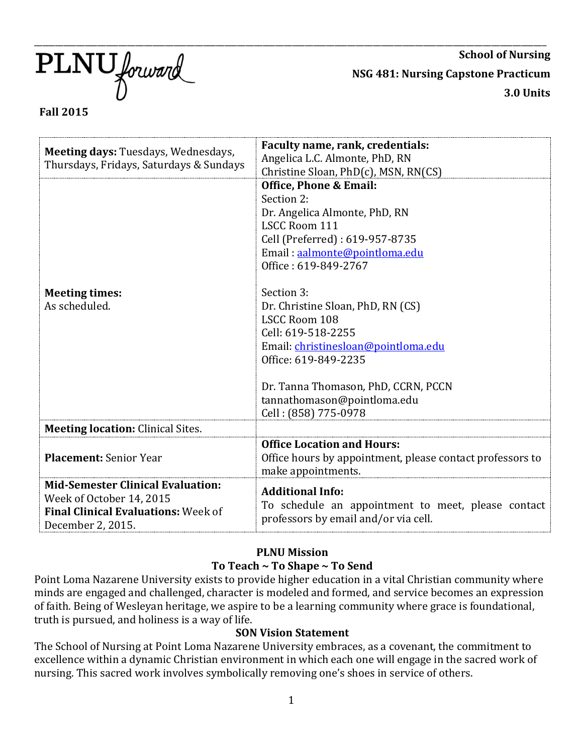PLNU forward

**School of Nursing**

**NSG 481: Nursing Capstone Practicum**

**3.0 Units**

**Fall 2015**

| | |
|---|---|
| **Meeting days:** Tuesdays, Wednesdays, Thursdays, Fridays, Saturdays & Sundays | **Faculty name, rank, credentials:** Angelica L.C. Almonte, PhD, RN Christine Sloan, PhD(c), MSN, RN(CS) |
| **Meeting times:** As scheduled. | **Office, Phone & Email:** Section 2: Dr. Angelica Almonte, PhD, RN LSCC Room 111 Cell (Preferred) : 619-957-8735 Email : aalmonte@pointloma.edu Office : 619-849-2767<br><br>Section 3: Dr. Christine Sloan, PhD, RN (CS) LSCC Room 108 Cell: 619-518-2255 Email: christinesloan@pointloma.edu Office: 619-849-2235<br><br>Dr. Tanna Thomason, PhD, CCRN, PCCN tannathomason@pointloma.edu Cell : (858) 775-0978 |
| **Meeting location:** Clinical Sites. | |
| **Placement:** Senior Year | **Office Location and Hours:** Office hours by appointment, please contact professors to make appointments. |
| **Mid-Semester Clinical Evaluation:** Week of October 14, 2015 **Final Clinical Evaluations:** Week of December 2, 2015. | **Additional Info:** To schedule an appointment to meet, please contact professors by email and/or via cell. |

**PLNU Mission**

**To Teach ~ To Shape ~ To Send**

Point Loma Nazarene University exists to provide higher education in a vital Christian community where minds are engaged and challenged, character is modeled and formed, and service becomes an expression of faith. Being of Wesleyan heritage, we aspire to be a learning community where grace is foundational, truth is pursued, and holiness is a way of life.

**SON Vision Statement**

The School of Nursing at Point Loma Nazarene University embraces, as a covenant, the commitment to excellence within a dynamic Christian environment in which each one will engage in the sacred work of nursing. This sacred work involves symbolically removing one's shoes in service of others.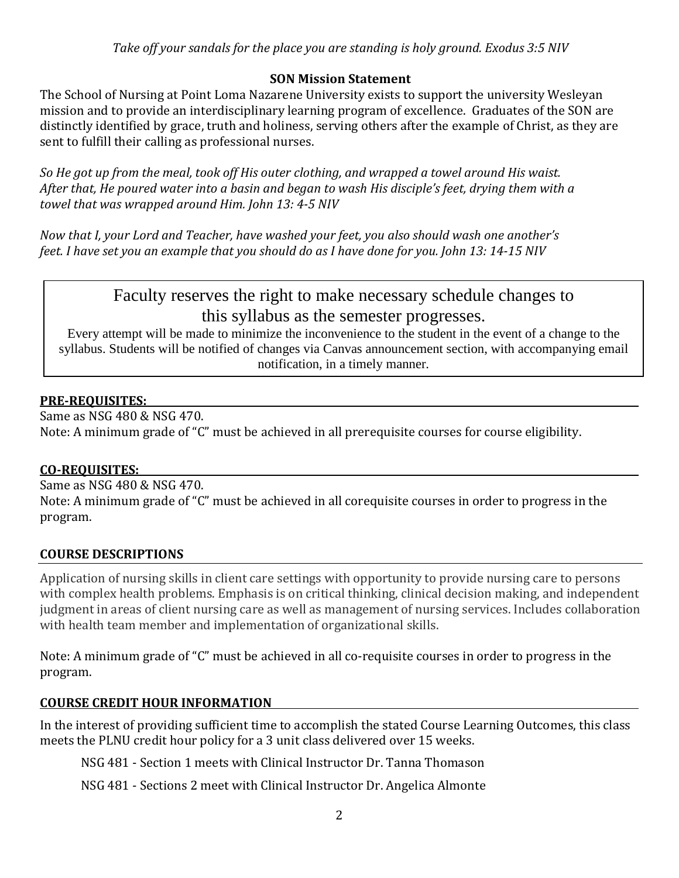*Take off your sandals for the place you are standing is holy ground. Exodus 3:5 NIV*

**SON Mission Statement**

The School of Nursing at Point Loma Nazarene University exists to support the university Wesleyan mission and to provide an interdisciplinary learning program of excellence. Graduates of the SON are distinctly identified by grace, truth and holiness, serving others after the example of Christ, as they are sent to fulfill their calling as professional nurses.

*So He got up from the meal, took off His outer clothing, and wrapped a towel around His waist. After that, He poured water into a basin and began to wash His disciple's feet, drying them with a towel that was wrapped around Him. John 13: 4-5 NIV*

*Now that I, your Lord and Teacher, have washed your feet, you also should wash one another's feet. I have set you an example that you should do as I have done for you. John 13: 14-15 NIV*

> Faculty reserves the right to make necessary schedule changes to this syllabus as the semester progresses.
>
> Every attempt will be made to minimize the inconvenience to the student in the event of a change to the syllabus. Students will be notified of changes via Canvas announcement section, with accompanying email notification, in a timely manner.

**PRE-REQUISITES:**

Same as NSG 480 & NSG 470.

Note: A minimum grade of "C" must be achieved in all prerequisite courses for course eligibility.

**CO-REQUISITES:**

Same as NSG 480 & NSG 470.

Note: A minimum grade of "C" must be achieved in all corequisite courses in order to progress in the program.

**COURSE DESCRIPTIONS**

Application of nursing skills in client care settings with opportunity to provide nursing care to persons with complex health problems. Emphasis is on critical thinking, clinical decision making, and independent judgment in areas of client nursing care as well as management of nursing services. Includes collaboration with health team member and implementation of organizational skills.

Note: A minimum grade of "C" must be achieved in all co-requisite courses in order to progress in the program.

**COURSE CREDIT HOUR INFORMATION**

In the interest of providing sufficient time to accomplish the stated Course Learning Outcomes, this class meets the PLNU credit hour policy for a 3 unit class delivered over 15 weeks.

NSG 481 - Section 1 meets with Clinical Instructor Dr. Tanna Thomason

NSG 481 - Sections 2 meet with Clinical Instructor Dr. Angelica Almonte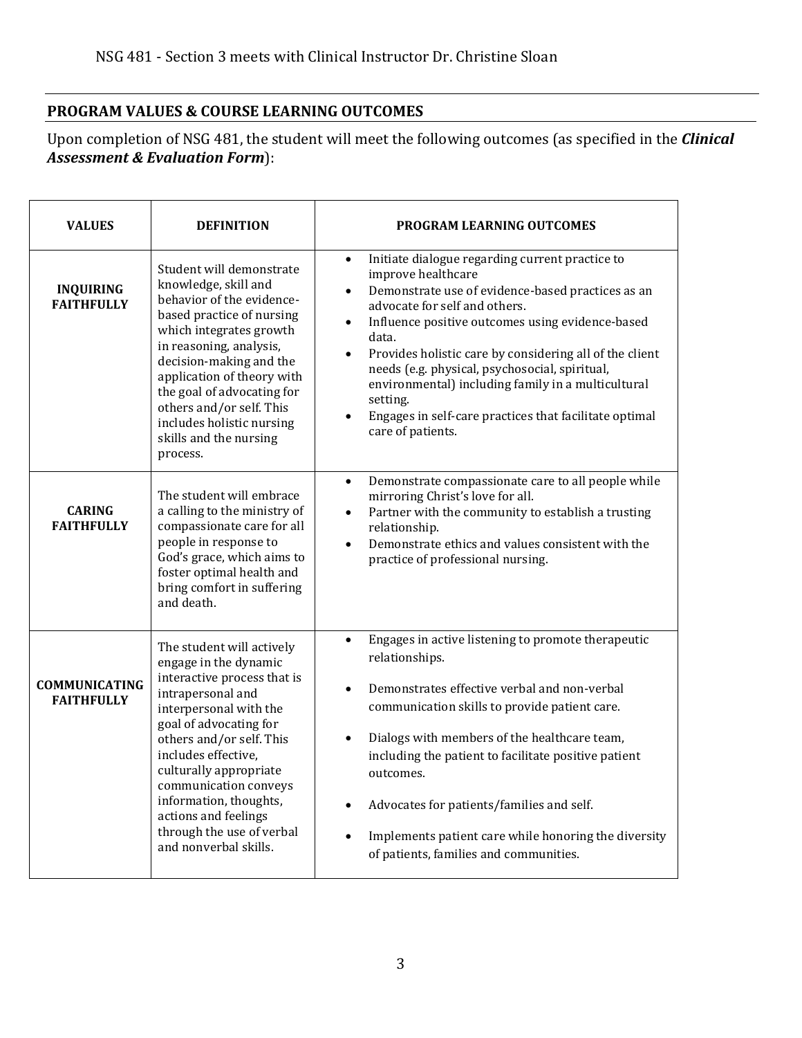NSG 481 - Section 3 meets with Clinical Instructor Dr. Christine Sloan

## PROGRAM VALUES & COURSE LEARNING OUTCOMES

Upon completion of NSG 481, the student will meet the following outcomes (as specified in the ***Clinical Assessment & Evaluation Form***):

| VALUES | DEFINITION | PROGRAM LEARNING OUTCOMES |
|---|---|---|
| **INQUIRING FAITHFULLY** | Student will demonstrate knowledge, skill and behavior of the evidence-based practice of nursing which integrates growth in reasoning, analysis, decision-making and the application of theory with the goal of advocating for others and/or self. This includes holistic nursing skills and the nursing process. | • Initiate dialogue regarding current practice to improve healthcare<br>• Demonstrate use of evidence-based practices as an advocate for self and others.<br>• Influence positive outcomes using evidence-based data.<br>• Provides holistic care by considering all of the client needs (e.g. physical, psychosocial, spiritual, environmental) including family in a multicultural setting.<br>• Engages in self-care practices that facilitate optimal care of patients. |
| **CARING FAITHFULLY** | The student will embrace a calling to the ministry of compassionate care for all people in response to God's grace, which aims to foster optimal health and bring comfort in suffering and death. | • Demonstrate compassionate care to all people while mirroring Christ's love for all.<br>• Partner with the community to establish a trusting relationship.<br>• Demonstrate ethics and values consistent with the practice of professional nursing. |
| **COMMUNICATING FAITHFULLY** | The student will actively engage in the dynamic interactive process that is intrapersonal and interpersonal with the goal of advocating for others and/or self. This includes effective, culturally appropriate communication conveys information, thoughts, actions and feelings through the use of verbal and nonverbal skills. | • Engages in active listening to promote therapeutic relationships.<br>• Demonstrates effective verbal and non-verbal communication skills to provide patient care.<br>• Dialogs with members of the healthcare team, including the patient to facilitate positive patient outcomes.<br>• Advocates for patients/families and self.<br>• Implements patient care while honoring the diversity of patients, families and communities. |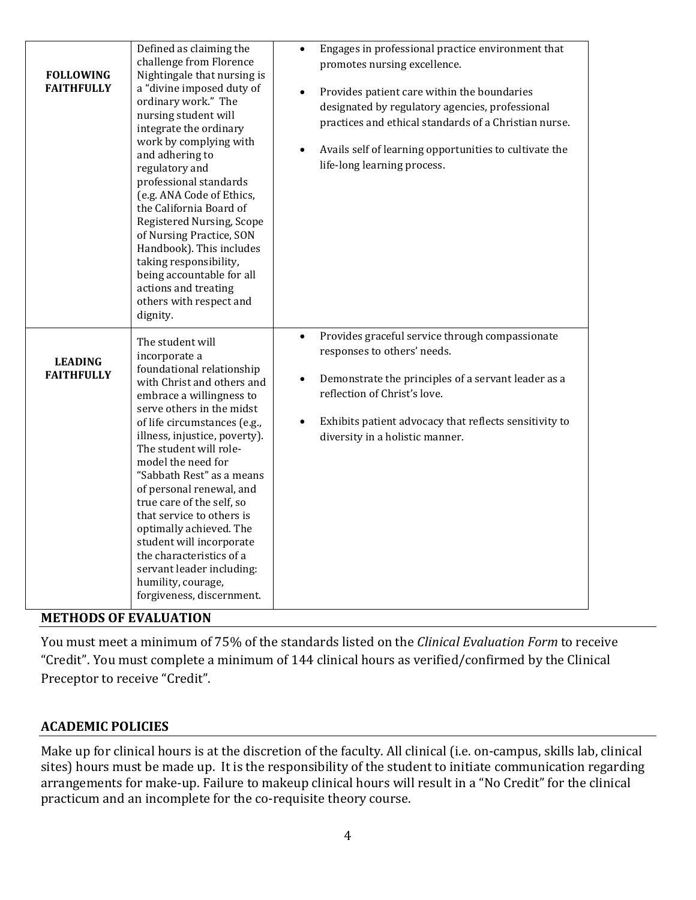| | | |
|---|---|---|
| **FOLLOWING FAITHFULLY** | Defined as claiming the challenge from Florence Nightingale that nursing is a "divine imposed duty of ordinary work." The nursing student will integrate the ordinary work by complying with and adhering to regulatory and professional standards (e.g. ANA Code of Ethics, the California Board of Registered Nursing, Scope of Nursing Practice, SON Handbook). This includes taking responsibility, being accountable for all actions and treating others with respect and dignity. | • Engages in professional practice environment that promotes nursing excellence.<br>• Provides patient care within the boundaries designated by regulatory agencies, professional practices and ethical standards of a Christian nurse.<br>• Avails self of learning opportunities to cultivate the life-long learning process. |
| **LEADING FAITHFULLY** | The student will incorporate a foundational relationship with Christ and others and embrace a willingness to serve others in the midst of life circumstances (e.g., illness, injustice, poverty). The student will role-model the need for "Sabbath Rest" as a means of personal renewal, and true care of the self, so that service to others is optimally achieved. The student will incorporate the characteristics of a servant leader including: humility, courage, forgiveness, discernment. | • Provides graceful service through compassionate responses to others' needs.<br>• Demonstrate the principles of a servant leader as a reflection of Christ's love.<br>• Exhibits patient advocacy that reflects sensitivity to diversity in a holistic manner. |

## METHODS OF EVALUATION

You must meet a minimum of 75% of the standards listed on the *Clinical Evaluation Form* to receive "Credit". You must complete a minimum of 144 clinical hours as verified/confirmed by the Clinical Preceptor to receive "Credit".

## ACADEMIC POLICIES

Make up for clinical hours is at the discretion of the faculty. All clinical (i.e. on-campus, skills lab, clinical sites) hours must be made up. It is the responsibility of the student to initiate communication regarding arrangements for make-up. Failure to makeup clinical hours will result in a "No Credit" for the clinical practicum and an incomplete for the co-requisite theory course.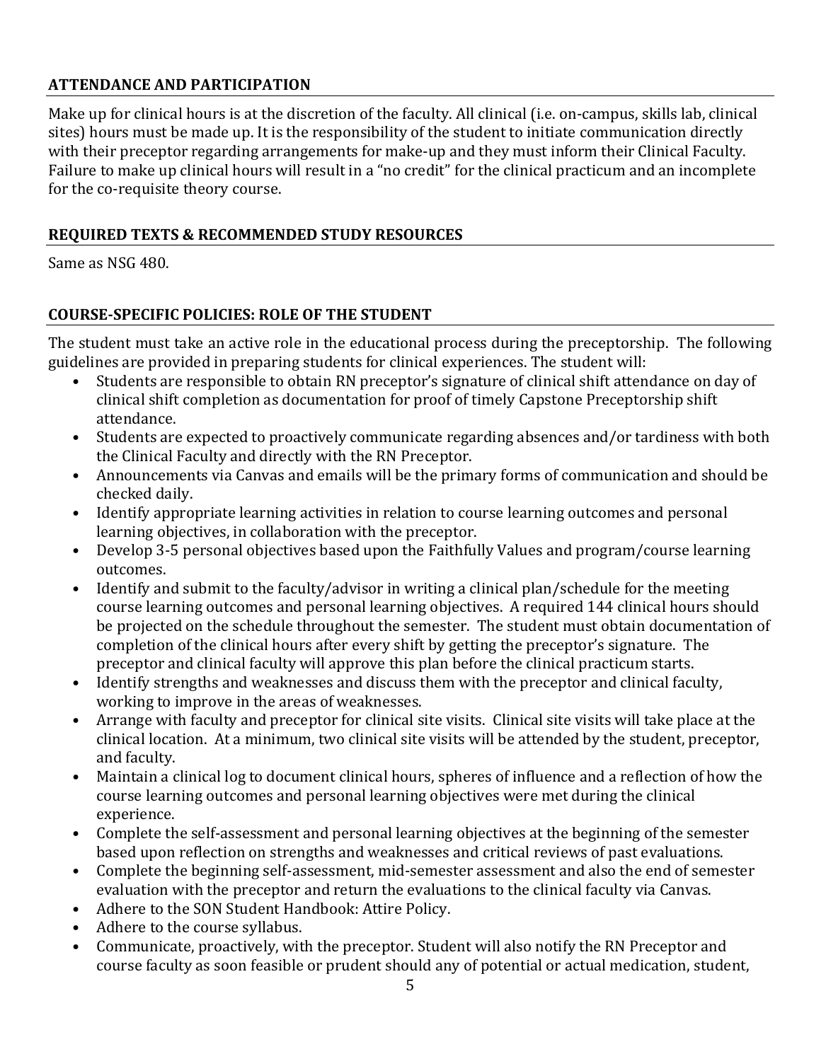## ATTENDANCE AND PARTICIPATION

Make up for clinical hours is at the discretion of the faculty. All clinical (i.e. on-campus, skills lab, clinical sites) hours must be made up. It is the responsibility of the student to initiate communication directly with their preceptor regarding arrangements for make-up and they must inform their Clinical Faculty. Failure to make up clinical hours will result in a "no credit" for the clinical practicum and an incomplete for the co-requisite theory course.

## REQUIRED TEXTS & RECOMMENDED STUDY RESOURCES

Same as NSG 480.

## COURSE-SPECIFIC POLICIES: ROLE OF THE STUDENT

The student must take an active role in the educational process during the preceptorship. The following guidelines are provided in preparing students for clinical experiences. The student will:

- Students are responsible to obtain RN preceptor's signature of clinical shift attendance on day of clinical shift completion as documentation for proof of timely Capstone Preceptorship shift attendance.
- Students are expected to proactively communicate regarding absences and/or tardiness with both the Clinical Faculty and directly with the RN Preceptor.
- Announcements via Canvas and emails will be the primary forms of communication and should be checked daily.
- Identify appropriate learning activities in relation to course learning outcomes and personal learning objectives, in collaboration with the preceptor.
- Develop 3-5 personal objectives based upon the Faithfully Values and program/course learning outcomes.
- Identify and submit to the faculty/advisor in writing a clinical plan/schedule for the meeting course learning outcomes and personal learning objectives. A required 144 clinical hours should be projected on the schedule throughout the semester. The student must obtain documentation of completion of the clinical hours after every shift by getting the preceptor's signature. The preceptor and clinical faculty will approve this plan before the clinical practicum starts.
- Identify strengths and weaknesses and discuss them with the preceptor and clinical faculty, working to improve in the areas of weaknesses.
- Arrange with faculty and preceptor for clinical site visits. Clinical site visits will take place at the clinical location. At a minimum, two clinical site visits will be attended by the student, preceptor, and faculty.
- Maintain a clinical log to document clinical hours, spheres of influence and a reflection of how the course learning outcomes and personal learning objectives were met during the clinical experience.
- Complete the self-assessment and personal learning objectives at the beginning of the semester based upon reflection on strengths and weaknesses and critical reviews of past evaluations.
- Complete the beginning self-assessment, mid-semester assessment and also the end of semester evaluation with the preceptor and return the evaluations to the clinical faculty via Canvas.
- Adhere to the SON Student Handbook: Attire Policy.
- Adhere to the course syllabus.
- Communicate, proactively, with the preceptor. Student will also notify the RN Preceptor and course faculty as soon feasible or prudent should any of potential or actual medication, student,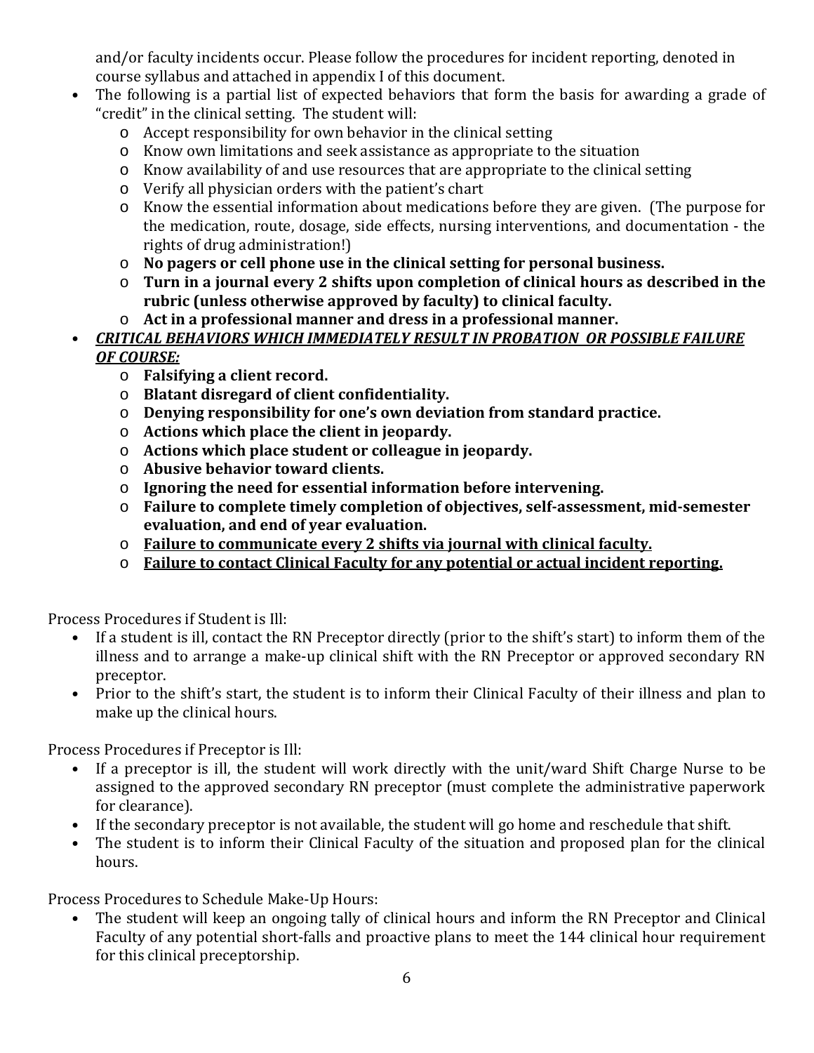and/or faculty incidents occur. Please follow the procedures for incident reporting, denoted in course syllabus and attached in appendix I of this document.

- The following is a partial list of expected behaviors that form the basis for awarding a grade of "credit" in the clinical setting. The student will:
  - Accept responsibility for own behavior in the clinical setting
  - Know own limitations and seek assistance as appropriate to the situation
  - Know availability of and use resources that are appropriate to the clinical setting
  - Verify all physician orders with the patient's chart
  - Know the essential information about medications before they are given. (The purpose for the medication, route, dosage, side effects, nursing interventions, and documentation - the rights of drug administration!)
  - **No pagers or cell phone use in the clinical setting for personal business.**
  - **Turn in a journal every 2 shifts upon completion of clinical hours as described in the rubric (unless otherwise approved by faculty) to clinical faculty.**
  - **Act in a professional manner and dress in a professional manner.**
- ***CRITICAL BEHAVIORS WHICH IMMEDIATELY RESULT IN PROBATION OR POSSIBLE FAILURE OF COURSE:***
  - **Falsifying a client record.**
  - **Blatant disregard of client confidentiality.**
  - **Denying responsibility for one's own deviation from standard practice.**
  - **Actions which place the client in jeopardy.**
  - **Actions which place student or colleague in jeopardy.**
  - **Abusive behavior toward clients.**
  - **Ignoring the need for essential information before intervening.**
  - **Failure to complete timely completion of objectives, self-assessment, mid-semester evaluation, and end of year evaluation.**
  - **Failure to communicate every 2 shifts via journal with clinical faculty.**
  - **Failure to contact Clinical Faculty for any potential or actual incident reporting.**

Process Procedures if Student is Ill:

- If a student is ill, contact the RN Preceptor directly (prior to the shift's start) to inform them of the illness and to arrange a make-up clinical shift with the RN Preceptor or approved secondary RN preceptor.
- Prior to the shift's start, the student is to inform their Clinical Faculty of their illness and plan to make up the clinical hours.

Process Procedures if Preceptor is Ill:

- If a preceptor is ill, the student will work directly with the unit/ward Shift Charge Nurse to be assigned to the approved secondary RN preceptor (must complete the administrative paperwork for clearance).
- If the secondary preceptor is not available, the student will go home and reschedule that shift.
- The student is to inform their Clinical Faculty of the situation and proposed plan for the clinical hours.

Process Procedures to Schedule Make-Up Hours:

- The student will keep an ongoing tally of clinical hours and inform the RN Preceptor and Clinical Faculty of any potential short-falls and proactive plans to meet the 144 clinical hour requirement for this clinical preceptorship.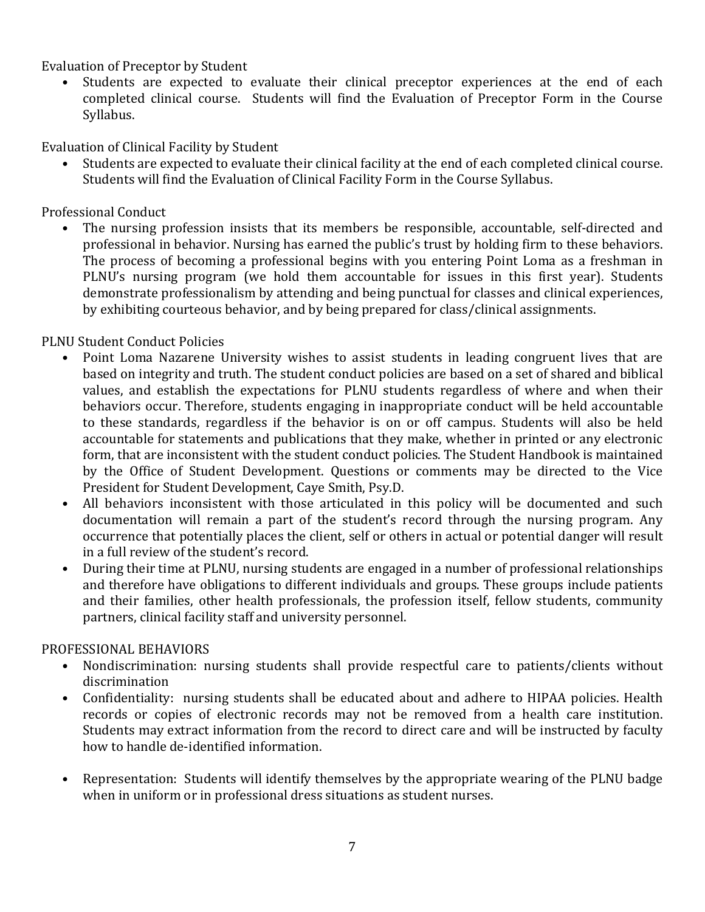Evaluation of Preceptor by Student

- Students are expected to evaluate their clinical preceptor experiences at the end of each completed clinical course. Students will find the Evaluation of Preceptor Form in the Course Syllabus.

Evaluation of Clinical Facility by Student

- Students are expected to evaluate their clinical facility at the end of each completed clinical course. Students will find the Evaluation of Clinical Facility Form in the Course Syllabus.

Professional Conduct

- The nursing profession insists that its members be responsible, accountable, self-directed and professional in behavior. Nursing has earned the public's trust by holding firm to these behaviors. The process of becoming a professional begins with you entering Point Loma as a freshman in PLNU's nursing program (we hold them accountable for issues in this first year). Students demonstrate professionalism by attending and being punctual for classes and clinical experiences, by exhibiting courteous behavior, and by being prepared for class/clinical assignments.

PLNU Student Conduct Policies

- Point Loma Nazarene University wishes to assist students in leading congruent lives that are based on integrity and truth. The student conduct policies are based on a set of shared and biblical values, and establish the expectations for PLNU students regardless of where and when their behaviors occur. Therefore, students engaging in inappropriate conduct will be held accountable to these standards, regardless if the behavior is on or off campus. Students will also be held accountable for statements and publications that they make, whether in printed or any electronic form, that are inconsistent with the student conduct policies. The Student Handbook is maintained by the Office of Student Development. Questions or comments may be directed to the Vice President for Student Development, Caye Smith, Psy.D.
- All behaviors inconsistent with those articulated in this policy will be documented and such documentation will remain a part of the student's record through the nursing program. Any occurrence that potentially places the client, self or others in actual or potential danger will result in a full review of the student's record.
- During their time at PLNU, nursing students are engaged in a number of professional relationships and therefore have obligations to different individuals and groups. These groups include patients and their families, other health professionals, the profession itself, fellow students, community partners, clinical facility staff and university personnel.

PROFESSIONAL BEHAVIORS

- Nondiscrimination: nursing students shall provide respectful care to patients/clients without discrimination
- Confidentiality: nursing students shall be educated about and adhere to HIPAA policies. Health records or copies of electronic records may not be removed from a health care institution. Students may extract information from the record to direct care and will be instructed by faculty how to handle de-identified information.
- Representation: Students will identify themselves by the appropriate wearing of the PLNU badge when in uniform or in professional dress situations as student nurses.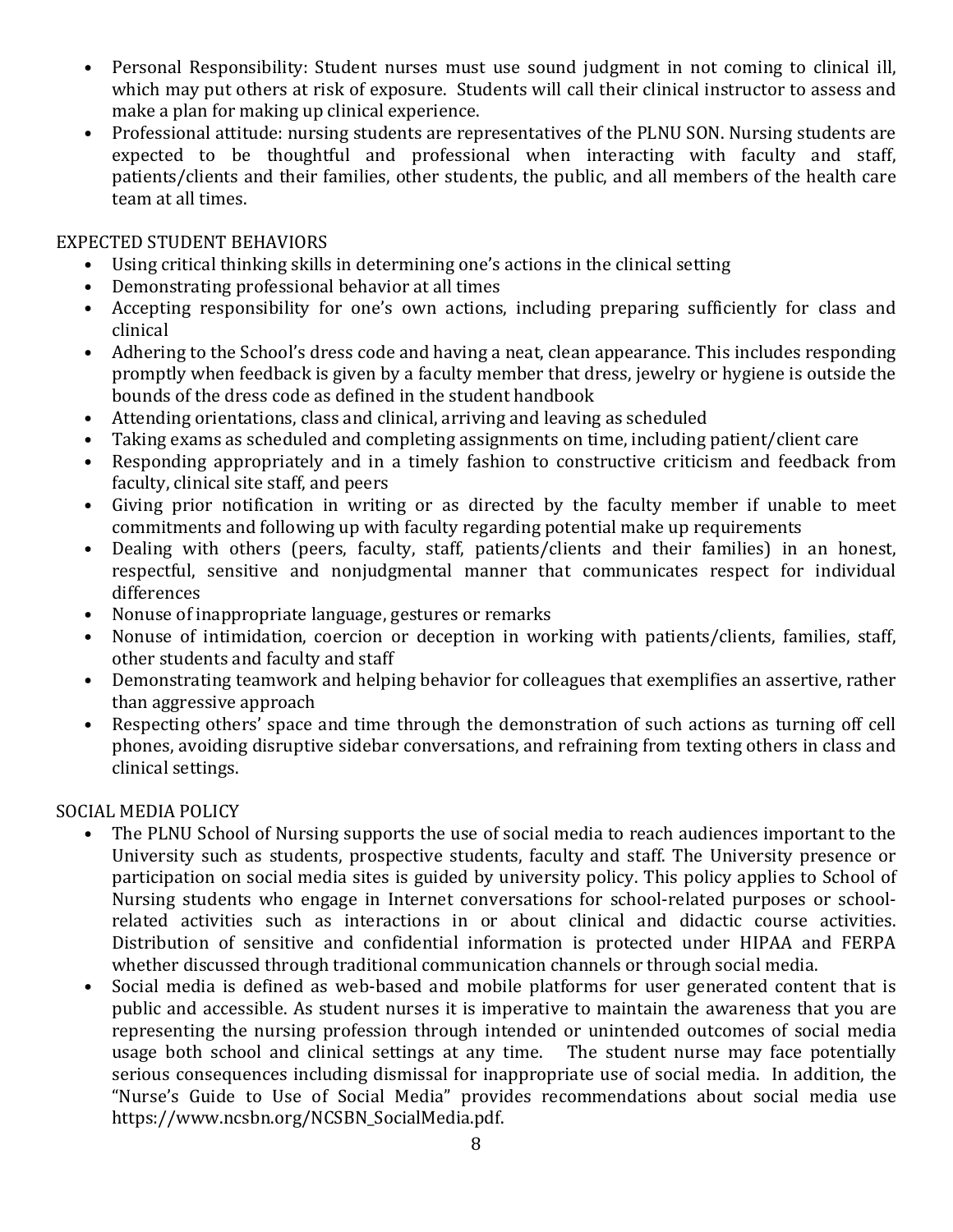- Personal Responsibility: Student nurses must use sound judgment in not coming to clinical ill, which may put others at risk of exposure. Students will call their clinical instructor to assess and make a plan for making up clinical experience.
- Professional attitude: nursing students are representatives of the PLNU SON. Nursing students are expected to be thoughtful and professional when interacting with faculty and staff, patients/clients and their families, other students, the public, and all members of the health care team at all times.

## EXPECTED STUDENT BEHAVIORS

- Using critical thinking skills in determining one's actions in the clinical setting
- Demonstrating professional behavior at all times
- Accepting responsibility for one's own actions, including preparing sufficiently for class and clinical
- Adhering to the School's dress code and having a neat, clean appearance. This includes responding promptly when feedback is given by a faculty member that dress, jewelry or hygiene is outside the bounds of the dress code as defined in the student handbook
- Attending orientations, class and clinical, arriving and leaving as scheduled
- Taking exams as scheduled and completing assignments on time, including patient/client care
- Responding appropriately and in a timely fashion to constructive criticism and feedback from faculty, clinical site staff, and peers
- Giving prior notification in writing or as directed by the faculty member if unable to meet commitments and following up with faculty regarding potential make up requirements
- Dealing with others (peers, faculty, staff, patients/clients and their families) in an honest, respectful, sensitive and nonjudgmental manner that communicates respect for individual differences
- Nonuse of inappropriate language, gestures or remarks
- Nonuse of intimidation, coercion or deception in working with patients/clients, families, staff, other students and faculty and staff
- Demonstrating teamwork and helping behavior for colleagues that exemplifies an assertive, rather than aggressive approach
- Respecting others' space and time through the demonstration of such actions as turning off cell phones, avoiding disruptive sidebar conversations, and refraining from texting others in class and clinical settings.

## SOCIAL MEDIA POLICY

- The PLNU School of Nursing supports the use of social media to reach audiences important to the University such as students, prospective students, faculty and staff. The University presence or participation on social media sites is guided by university policy. This policy applies to School of Nursing students who engage in Internet conversations for school-related purposes or school-related activities such as interactions in or about clinical and didactic course activities. Distribution of sensitive and confidential information is protected under HIPAA and FERPA whether discussed through traditional communication channels or through social media.
- Social media is defined as web-based and mobile platforms for user generated content that is public and accessible. As student nurses it is imperative to maintain the awareness that you are representing the nursing profession through intended or unintended outcomes of social media usage both school and clinical settings at any time. The student nurse may face potentially serious consequences including dismissal for inappropriate use of social media. In addition, the "Nurse's Guide to Use of Social Media" provides recommendations about social media use https://www.ncsbn.org/NCSBN_SocialMedia.pdf.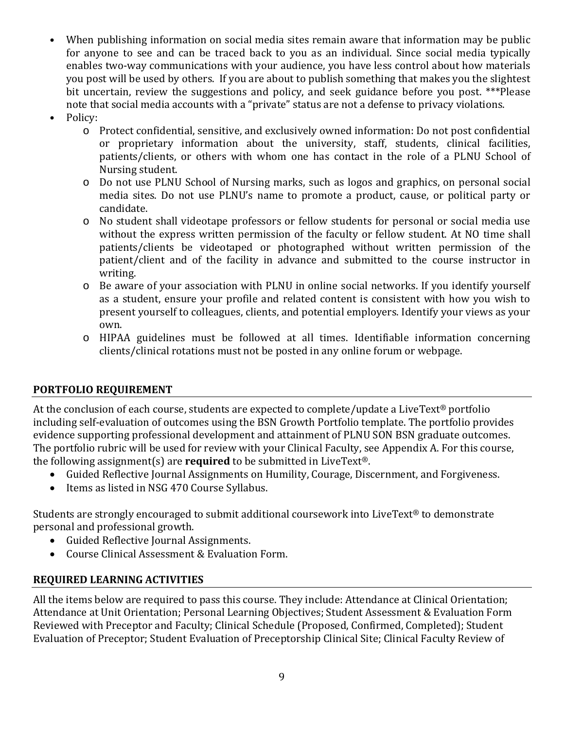- When publishing information on social media sites remain aware that information may be public for anyone to see and can be traced back to you as an individual. Since social media typically enables two-way communications with your audience, you have less control about how materials you post will be used by others. If you are about to publish something that makes you the slightest bit uncertain, review the suggestions and policy, and seek guidance before you post. ***Please note that social media accounts with a "private" status are not a defense to privacy violations.
- Policy:
  - Protect confidential, sensitive, and exclusively owned information: Do not post confidential or proprietary information about the university, staff, students, clinical facilities, patients/clients, or others with whom one has contact in the role of a PLNU School of Nursing student.
  - Do not use PLNU School of Nursing marks, such as logos and graphics, on personal social media sites. Do not use PLNU's name to promote a product, cause, or political party or candidate.
  - No student shall videotape professors or fellow students for personal or social media use without the express written permission of the faculty or fellow student. At NO time shall patients/clients be videotaped or photographed without written permission of the patient/client and of the facility in advance and submitted to the course instructor in writing.
  - Be aware of your association with PLNU in online social networks. If you identify yourself as a student, ensure your profile and related content is consistent with how you wish to present yourself to colleagues, clients, and potential employers. Identify your views as your own.
  - HIPAA guidelines must be followed at all times. Identifiable information concerning clients/clinical rotations must not be posted in any online forum or webpage.

## PORTFOLIO REQUIREMENT

At the conclusion of each course, students are expected to complete/update a LiveText® portfolio including self-evaluation of outcomes using the BSN Growth Portfolio template. The portfolio provides evidence supporting professional development and attainment of PLNU SON BSN graduate outcomes. The portfolio rubric will be used for review with your Clinical Faculty, see Appendix A. For this course, the following assignment(s) are **required** to be submitted in LiveText®.

- Guided Reflective Journal Assignments on Humility, Courage, Discernment, and Forgiveness.
- Items as listed in NSG 470 Course Syllabus.

Students are strongly encouraged to submit additional coursework into LiveText® to demonstrate personal and professional growth.

- Guided Reflective Journal Assignments.
- Course Clinical Assessment & Evaluation Form.

## REQUIRED LEARNING ACTIVITIES

All the items below are required to pass this course. They include: Attendance at Clinical Orientation; Attendance at Unit Orientation; Personal Learning Objectives; Student Assessment & Evaluation Form Reviewed with Preceptor and Faculty; Clinical Schedule (Proposed, Confirmed, Completed); Student Evaluation of Preceptor; Student Evaluation of Preceptorship Clinical Site; Clinical Faculty Review of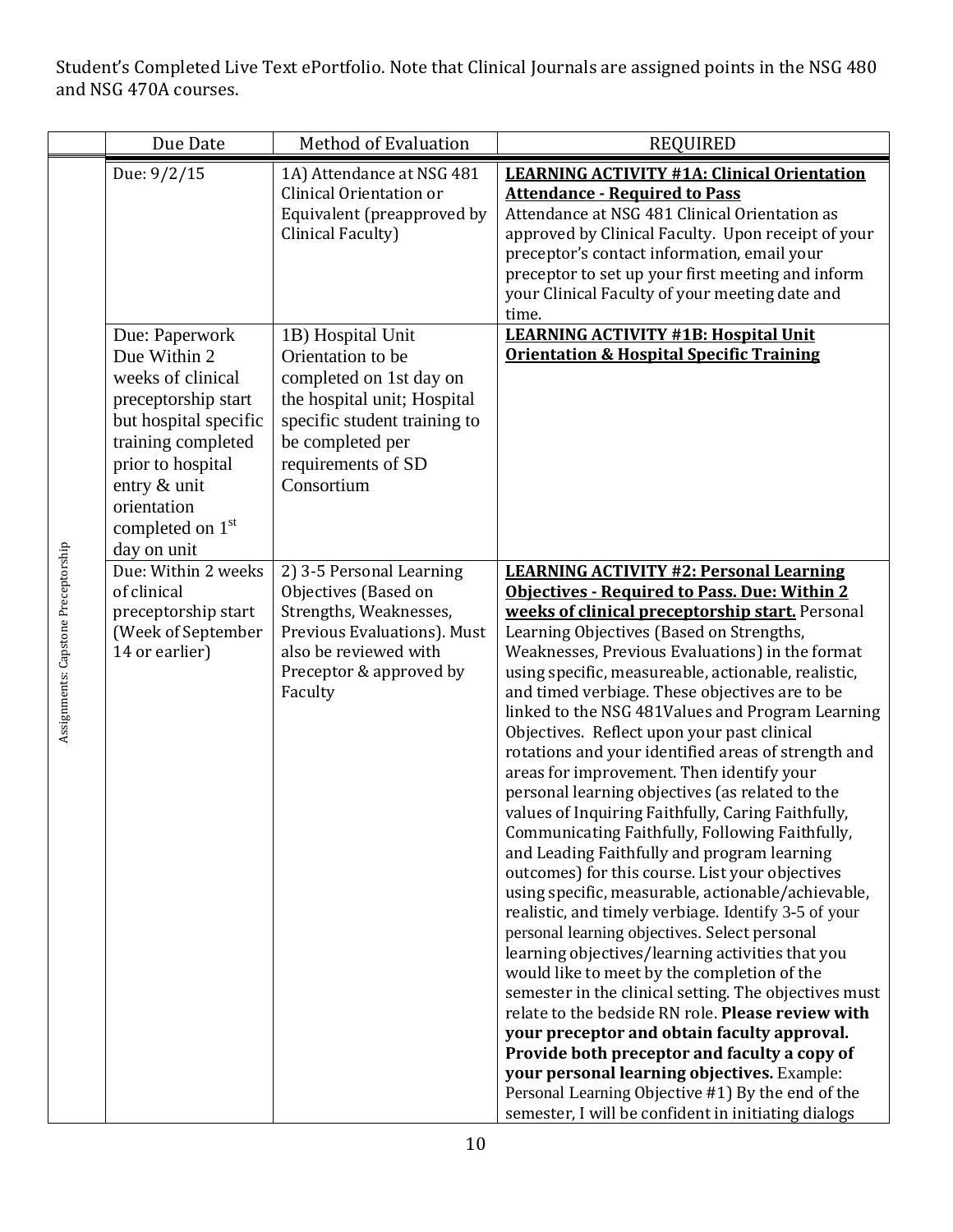Student's Completed Live Text ePortfolio. Note that Clinical Journals are assigned points in the NSG 480 and NSG 470A courses.

| | Due Date | Method of Evaluation | REQUIRED |
|---|---|---|---|
| Assignments: Capstone Preceptorship | Due: 9/2/15 | 1A) Attendance at NSG 481 Clinical Orientation or Equivalent (preapproved by Clinical Faculty) | **LEARNING ACTIVITY #1A: Clinical Orientation Attendance - Required to Pass** Attendance at NSG 481 Clinical Orientation as approved by Clinical Faculty. Upon receipt of your preceptor's contact information, email your preceptor to set up your first meeting and inform your Clinical Faculty of your meeting date and time. |
| | Due: Paperwork Due Within 2 weeks of clinical preceptorship start but hospital specific training completed prior to hospital entry & unit orientation completed on 1st day on unit | 1B) Hospital Unit Orientation to be completed on 1st day on the hospital unit; Hospital specific student training to be completed per requirements of SD Consortium | **LEARNING ACTIVITY #1B: Hospital Unit Orientation & Hospital Specific Training** |
| | Due: Within 2 weeks of clinical preceptorship start (Week of September 14 or earlier) | 2) 3-5 Personal Learning Objectives (Based on Strengths, Weaknesses, Previous Evaluations). Must also be reviewed with Preceptor & approved by Faculty | **LEARNING ACTIVITY #2: Personal Learning Objectives - Required to Pass. Due: Within 2 weeks of clinical preceptorship start.** Personal Learning Objectives (Based on Strengths, Weaknesses, Previous Evaluations) in the format using specific, measureable, actionable, realistic, and timed verbiage. These objectives are to be linked to the NSG 481Values and Program Learning Objectives. Reflect upon your past clinical rotations and your identified areas of strength and areas for improvement. Then identify your personal learning objectives (as related to the values of Inquiring Faithfully, Caring Faithfully, Communicating Faithfully, Following Faithfully, and Leading Faithfully and program learning outcomes) for this course. List your objectives using specific, measurable, actionable/achievable, realistic, and timely verbiage. Identify 3-5 of your personal learning objectives. Select personal learning objectives/learning activities that you would like to meet by the completion of the semester in the clinical setting. The objectives must relate to the bedside RN role. **Please review with your preceptor and obtain faculty approval. Provide both preceptor and faculty a copy of your personal learning objectives.** Example: Personal Learning Objective #1) By the end of the semester, I will be confident in initiating dialogs |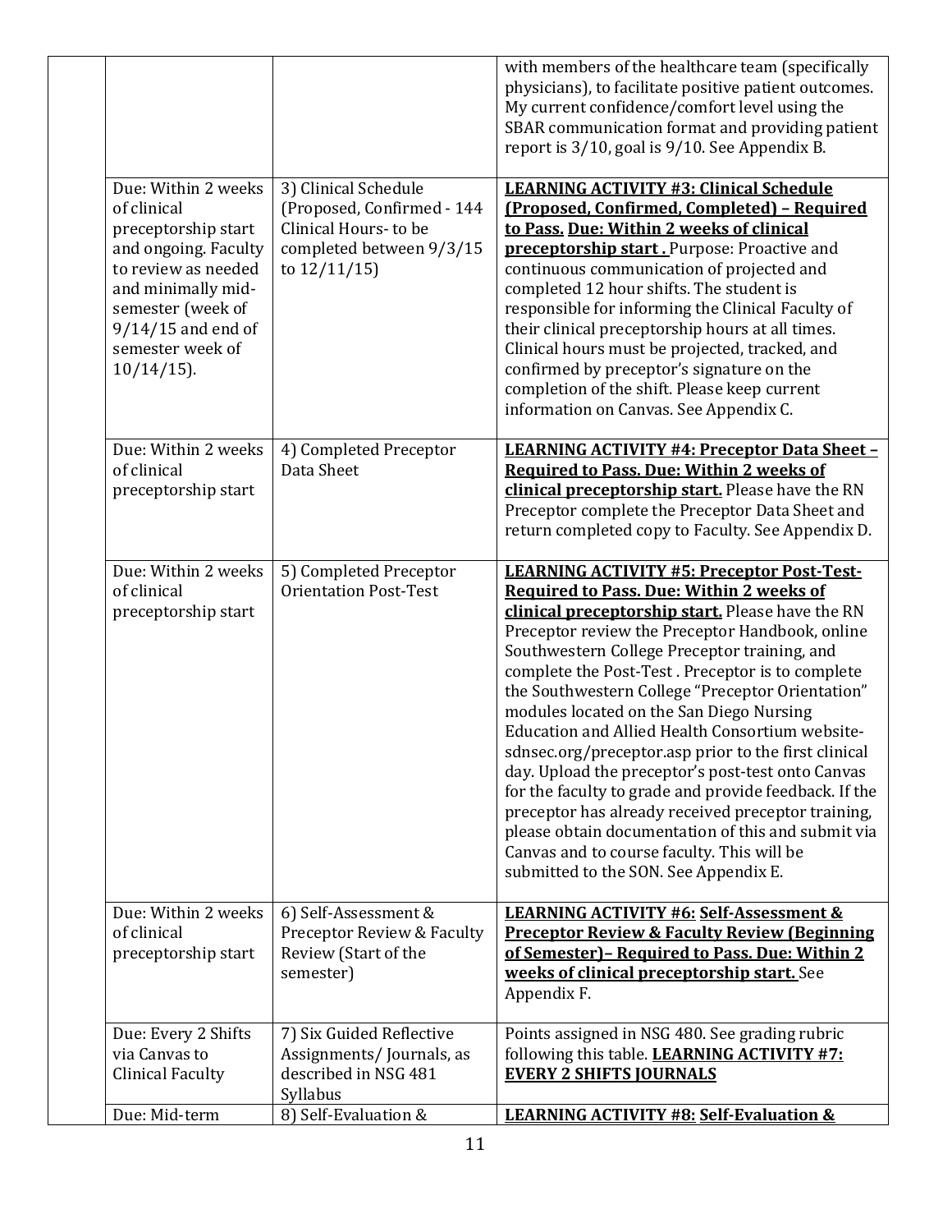| | | | |
|---|---|---|---|
| | | | with members of the healthcare team (specifically physicians), to facilitate positive patient outcomes. My current confidence/comfort level using the SBAR communication format and providing patient report is 3/10, goal is 9/10. See Appendix B. |
| | Due: Within 2 weeks of clinical preceptorship start and ongoing. Faculty to review as needed and minimally mid-semester (week of 9/14/15 and end of semester week of 10/14/15). | 3) Clinical Schedule (Proposed, Confirmed - 144 Clinical Hours- to be completed between 9/3/15 to 12/11/15) | **LEARNING ACTIVITY #3: Clinical Schedule (Proposed, Confirmed, Completed) – Required to Pass. Due: Within 2 weeks of clinical preceptorship start .** Purpose: Proactive and continuous communication of projected and completed 12 hour shifts. The student is responsible for informing the Clinical Faculty of their clinical preceptorship hours at all times. Clinical hours must be projected, tracked, and confirmed by preceptor's signature on the completion of the shift. Please keep current information on Canvas. See Appendix C. |
| | Due: Within 2 weeks of clinical preceptorship start | 4) Completed Preceptor Data Sheet | **LEARNING ACTIVITY #4: Preceptor Data Sheet – Required to Pass. Due: Within 2 weeks of clinical preceptorship start.** Please have the RN Preceptor complete the Preceptor Data Sheet and return completed copy to Faculty. See Appendix D. |
| | Due: Within 2 weeks of clinical preceptorship start | 5) Completed Preceptor Orientation Post-Test | **LEARNING ACTIVITY #5: Preceptor Post-Test- Required to Pass. Due: Within 2 weeks of clinical preceptorship start.** Please have the RN Preceptor review the Preceptor Handbook, online Southwestern College Preceptor training, and complete the Post-Test . Preceptor is to complete the Southwestern College "Preceptor Orientation" modules located on the San Diego Nursing Education and Allied Health Consortium website- sdnsec.org/preceptor.asp prior to the first clinical day. Upload the preceptor's post-test onto Canvas for the faculty to grade and provide feedback. If the preceptor has already received preceptor training, please obtain documentation of this and submit via Canvas and to course faculty. This will be submitted to the SON. See Appendix E. |
| | Due: Within 2 weeks of clinical preceptorship start | 6) Self-Assessment & Preceptor Review & Faculty Review (Start of the semester) | **LEARNING ACTIVITY #6: Self-Assessment & Preceptor Review & Faculty Review (Beginning of Semester)– Required to Pass. Due: Within 2 weeks of clinical preceptorship start.** See Appendix F. |
| | Due: Every 2 Shifts via Canvas to Clinical Faculty | 7) Six Guided Reflective Assignments/ Journals, as described in NSG 481 Syllabus | Points assigned in NSG 480. See grading rubric following this table. **LEARNING ACTIVITY #7: EVERY 2 SHIFTS JOURNALS** |
| | Due: Mid-term | 8) Self-Evaluation & | **LEARNING ACTIVITY #8: Self-Evaluation &** |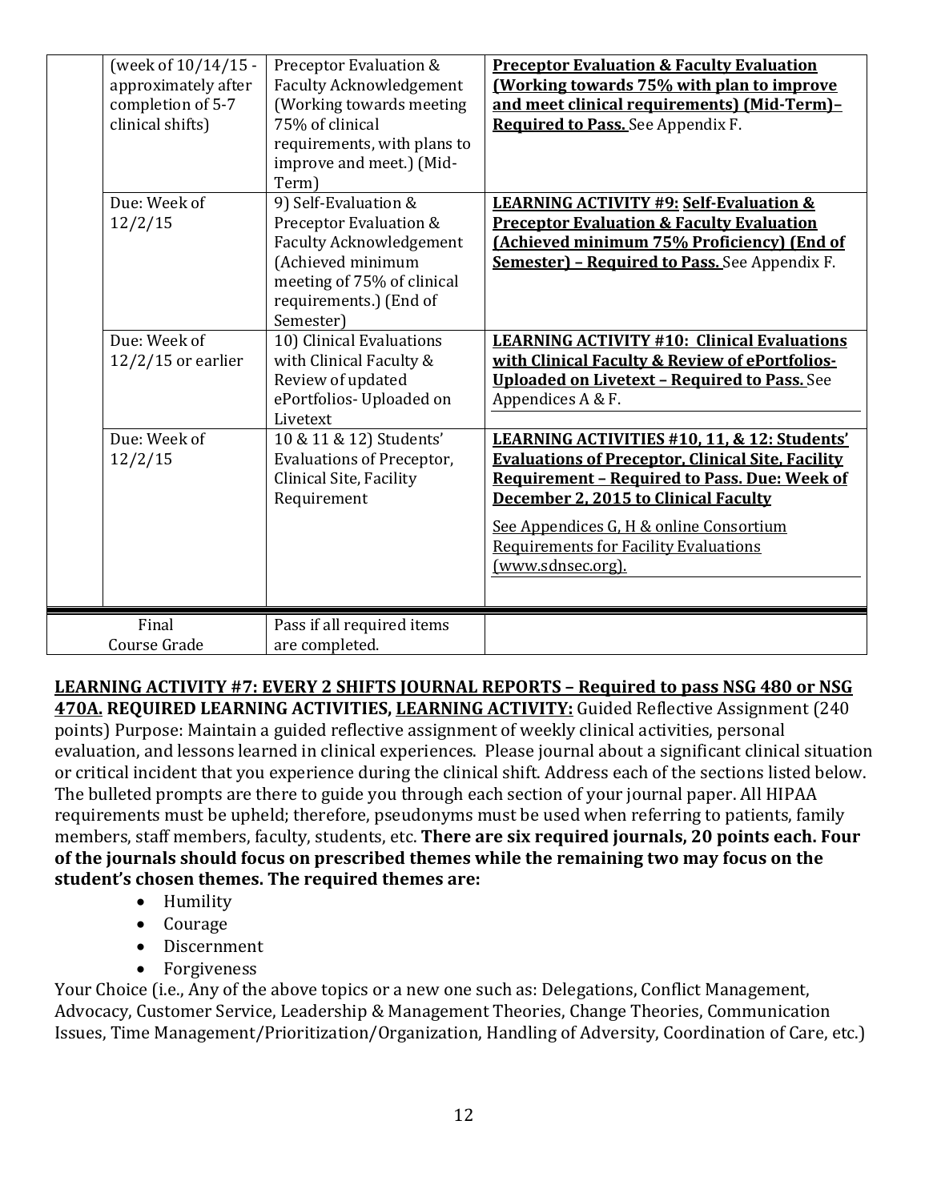| | | | |
|---|---|---|---|
| | (week of 10/14/15 - approximately after completion of 5-7 clinical shifts) | Preceptor Evaluation & Faculty Acknowledgement (Working towards meeting 75% of clinical requirements, with plans to improve and meet.) (Mid-Term) | **Preceptor Evaluation & Faculty Evaluation (Working towards 75% with plan to improve and meet clinical requirements) (Mid-Term)– Required to Pass.** See Appendix F. |
| | Due: Week of 12/2/15 | 9) Self-Evaluation & Preceptor Evaluation & Faculty Acknowledgement (Achieved minimum meeting of 75% of clinical requirements.) (End of Semester) | **LEARNING ACTIVITY #9: Self-Evaluation & Preceptor Evaluation & Faculty Evaluation (Achieved minimum 75% Proficiency) (End of Semester) – Required to Pass.** See Appendix F. |
| | Due: Week of 12/2/15 or earlier | 10) Clinical Evaluations with Clinical Faculty & Review of updated ePortfolios- Uploaded on Livetext | **LEARNING ACTIVITY #10: Clinical Evaluations with Clinical Faculty & Review of ePortfolios- Uploaded on Livetext – Required to Pass.** See Appendices A & F. |
| | Due: Week of 12/2/15 | 10 & 11 & 12) Students' Evaluations of Preceptor, Clinical Site, Facility Requirement | **LEARNING ACTIVITIES #10, 11, & 12: Students' Evaluations of Preceptor, Clinical Site, Facility Requirement – Required to Pass. Due: Week of December 2, 2015 to Clinical Faculty** See Appendices G, H & online Consortium Requirements for Facility Evaluations (www.sdnsec.org). |
| Final Course Grade | | Pass if all required items are completed. | |

**LEARNING ACTIVITY #7: EVERY 2 SHIFTS JOURNAL REPORTS – Required to pass NSG 480 or NSG 470A. REQUIRED LEARNING ACTIVITIES, LEARNING ACTIVITY:** Guided Reflective Assignment (240 points) Purpose: Maintain a guided reflective assignment of weekly clinical activities, personal evaluation, and lessons learned in clinical experiences. Please journal about a significant clinical situation or critical incident that you experience during the clinical shift. Address each of the sections listed below. The bulleted prompts are there to guide you through each section of your journal paper. All HIPAA requirements must be upheld; therefore, pseudonyms must be used when referring to patients, family members, staff members, faculty, students, etc. **There are six required journals, 20 points each. Four of the journals should focus on prescribed themes while the remaining two may focus on the student's chosen themes. The required themes are:**

- Humility
- Courage
- Discernment
- Forgiveness

Your Choice (i.e., Any of the above topics or a new one such as: Delegations, Conflict Management, Advocacy, Customer Service, Leadership & Management Theories, Change Theories, Communication Issues, Time Management/Prioritization/Organization, Handling of Adversity, Coordination of Care, etc.)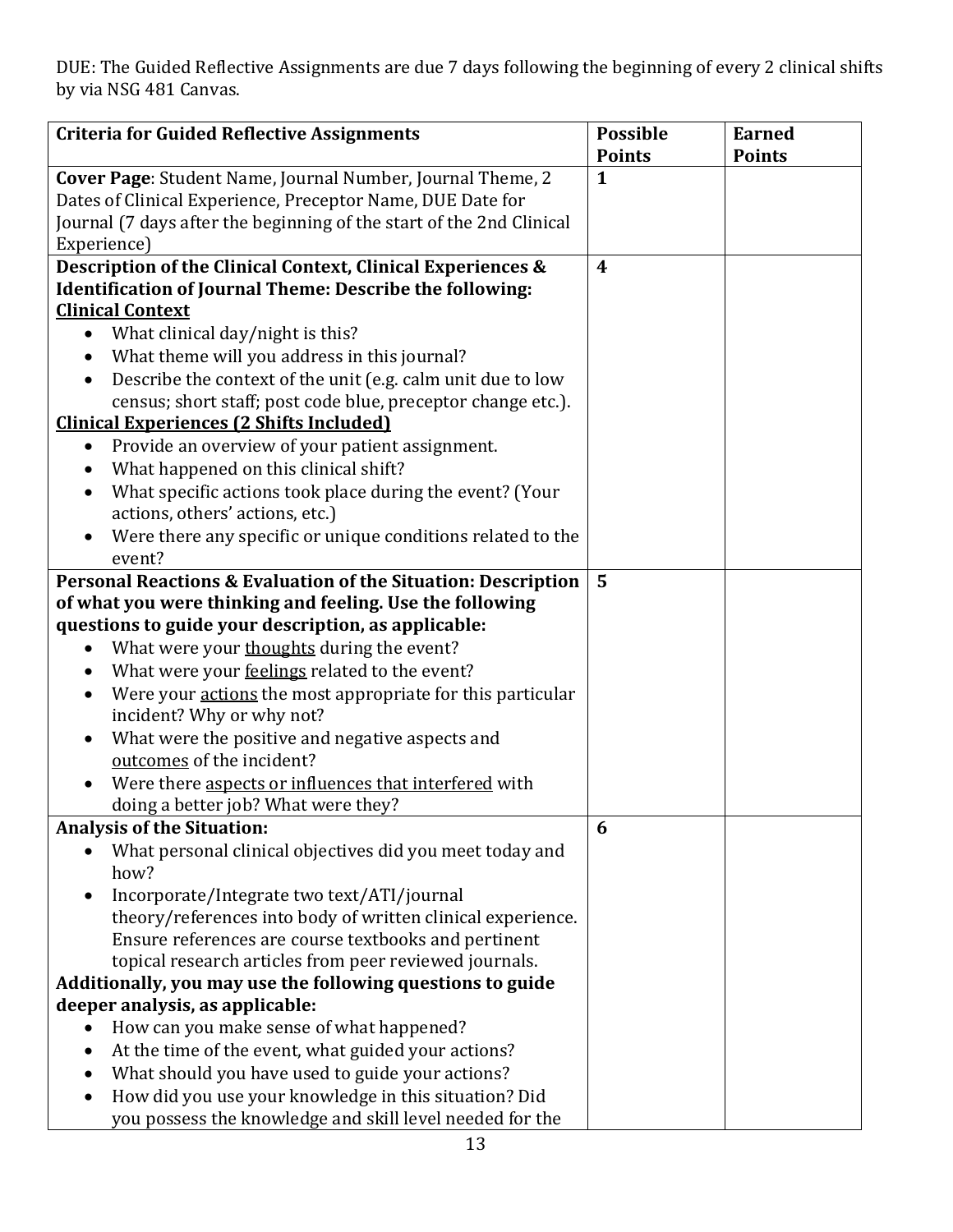DUE: The Guided Reflective Assignments are due 7 days following the beginning of every 2 clinical shifts by via NSG 481 Canvas.

| Criteria for Guided Reflective Assignments | Possible Points | Earned Points |
|---|---|---|
| **Cover Page**: Student Name, Journal Number, Journal Theme, 2 Dates of Clinical Experience, Preceptor Name, DUE Date for Journal (7 days after the beginning of the start of the 2nd Clinical Experience) | **1** | |
| **Description of the Clinical Context, Clinical Experiences & Identification of Journal Theme: Describe the following:**<br>**<u>Clinical Context</u>**<br>• What clinical day/night is this?<br>• What theme will you address in this journal?<br>• Describe the context of the unit (e.g. calm unit due to low census; short staff; post code blue, preceptor change etc.).<br>**<u>Clinical Experiences (2 Shifts Included)</u>**<br>• Provide an overview of your patient assignment.<br>• What happened on this clinical shift?<br>• What specific actions took place during the event? (Your actions, others' actions, etc.)<br>• Were there any specific or unique conditions related to the event? | **4** | |
| **Personal Reactions & Evaluation of the Situation: Description of what you were thinking and feeling. Use the following questions to guide your description, as applicable:**<br>• What were your <u>thoughts</u> during the event?<br>• What were your <u>feelings</u> related to the event?<br>• Were your <u>actions</u> the most appropriate for this particular incident? Why or why not?<br>• What were the positive and negative aspects and <u>outcomes</u> of the incident?<br>• Were there <u>aspects or influences that interfered</u> with doing a better job? What were they? | **5** | |
| **Analysis of the Situation:**<br>• What personal clinical objectives did you meet today and how?<br>• Incorporate/Integrate two text/ATI/journal theory/references into body of written clinical experience. Ensure references are course textbooks and pertinent topical research articles from peer reviewed journals.<br>**Additionally, you may use the following questions to guide deeper analysis, as applicable:**<br>• How can you make sense of what happened?<br>• At the time of the event, what guided your actions?<br>• What should you have used to guide your actions?<br>• How did you use your knowledge in this situation? Did you possess the knowledge and skill level needed for the | **6** | |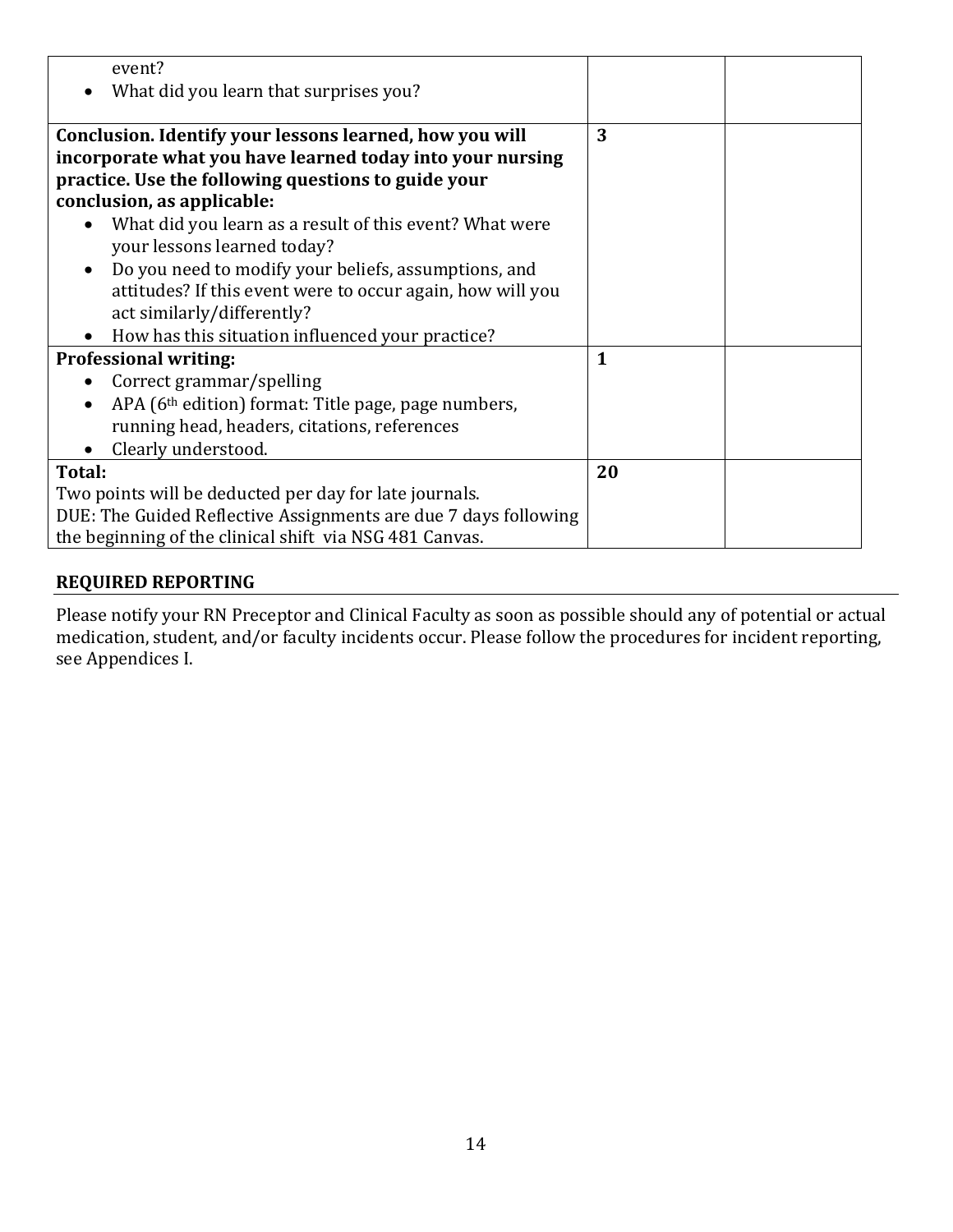| | | |
|---|---|---|
| event?<br>• What did you learn that surprises you? | | |
| **Conclusion. Identify your lessons learned, how you will incorporate what you have learned today into your nursing practice. Use the following questions to guide your conclusion, as applicable:**<br>• What did you learn as a result of this event? What were your lessons learned today?<br>• Do you need to modify your beliefs, assumptions, and attitudes? If this event were to occur again, how will you act similarly/differently?<br>• How has this situation influenced your practice? | **3** | |
| **Professional writing:**<br>• Correct grammar/spelling<br>• APA (6th edition) format: Title page, page numbers, running head, headers, citations, references<br>• Clearly understood. | **1** | |
| **Total:**<br>Two points will be deducted per day for late journals.<br>DUE: The Guided Reflective Assignments are due 7 days following the beginning of the clinical shift via NSG 481 Canvas. | **20** | |

## REQUIRED REPORTING

Please notify your RN Preceptor and Clinical Faculty as soon as possible should any of potential or actual medication, student, and/or faculty incidents occur. Please follow the procedures for incident reporting, see Appendices I.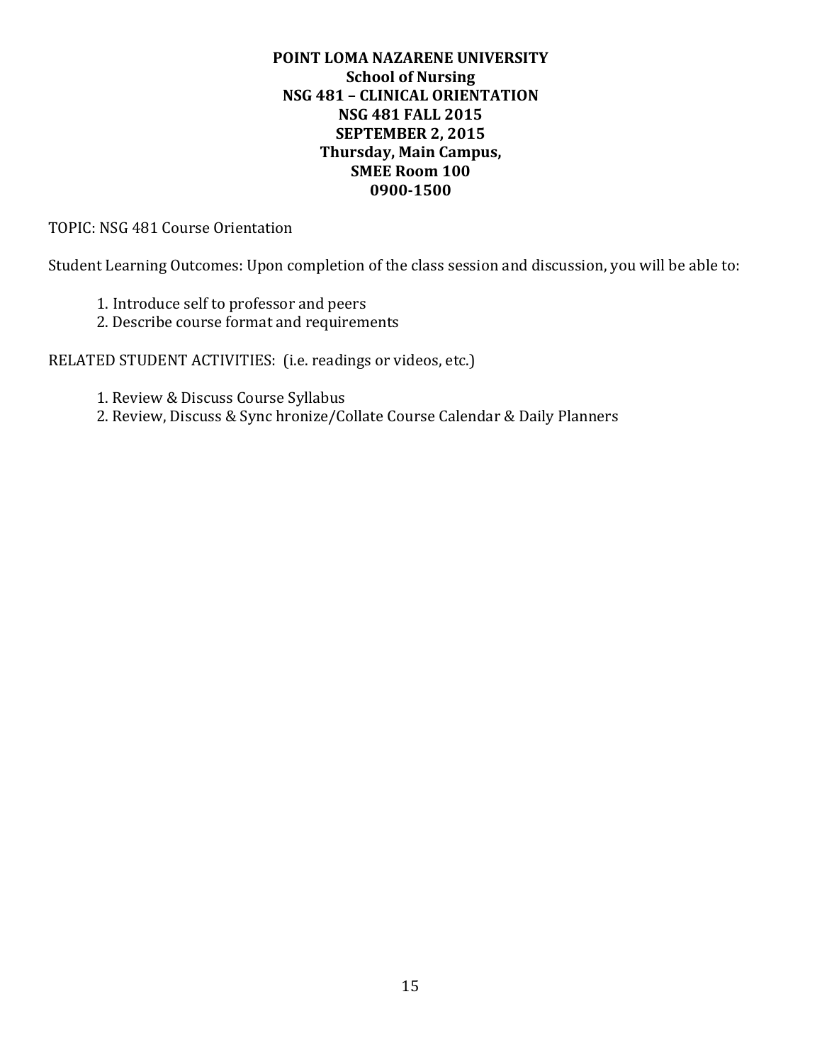**POINT LOMA NAZARENE UNIVERSITY**
**School of Nursing**
**NSG 481 – CLINICAL ORIENTATION**
**NSG 481 FALL 2015**
**SEPTEMBER 2, 2015**
**Thursday, Main Campus,**
**SMEE Room 100**
**0900-1500**

TOPIC: NSG 481 Course Orientation

Student Learning Outcomes: Upon completion of the class session and discussion, you will be able to:

1. Introduce self to professor and peers
2. Describe course format and requirements

RELATED STUDENT ACTIVITIES: (i.e. readings or videos, etc.)

1. Review & Discuss Course Syllabus
2. Review, Discuss & Sync hronize/Collate Course Calendar & Daily Planners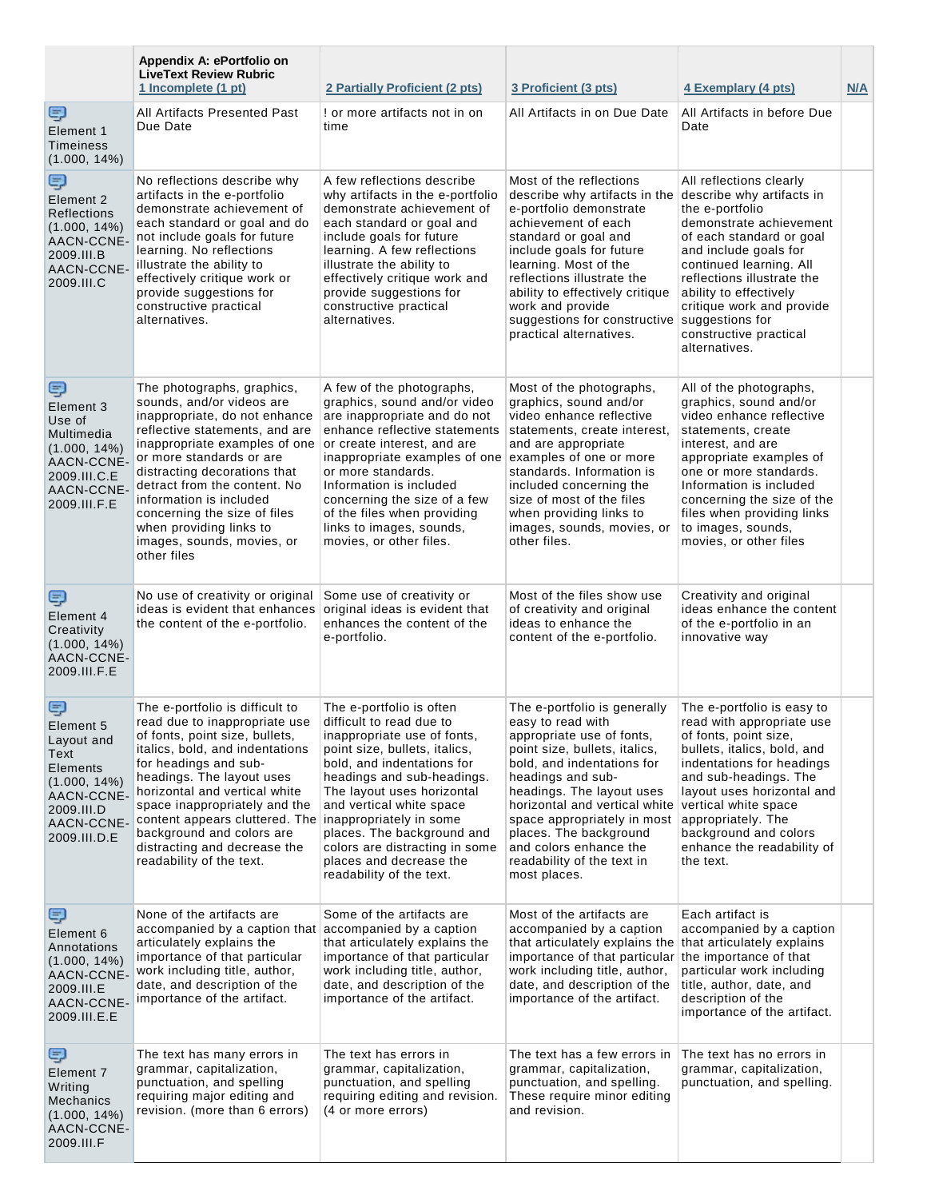| | Appendix A: ePortfolio on LiveText Review Rubric<br>1 Incomplete (1 pt) | 2 Partially Proficient (2 pts) | 3 Proficient (3 pts) | 4 Exemplary (4 pts) | N/A |
|---|---|---|---|---|---|
| Element 1 Timeliness (1.000, 14%) | All Artifacts Presented Past Due Date | ! or more artifacts not in on time | All Artifacts in on Due Date | All Artifacts in before Due Date | |
| Element 2 Reflections (1.000, 14%) AACN-CCNE-2009.III.B AACN-CCNE-2009.III.C | No reflections describe why artifacts in the e-portfolio demonstrate achievement of each standard or goal and do not include goals for future learning. No reflections illustrate the ability to effectively critique work or provide suggestions for constructive practical alternatives. | A few reflections describe why artifacts in the e-portfolio demonstrate achievement of each standard or goal and include goals for future learning. A few reflections illustrate the ability to effectively critique work and provide suggestions for constructive practical alternatives. | Most of the reflections describe why artifacts in the e-portfolio demonstrate achievement of each standard or goal and include goals for future learning. Most of the reflections illustrate the ability to effectively critique work and provide suggestions for constructive practical alternatives. | All reflections clearly describe why artifacts in the e-portfolio demonstrate achievement of each standard or goal and include goals for continued learning. All reflections illustrate the ability to effectively critique work and provide suggestions for constructive practical alternatives. | |
| Element 3 Use of Multimedia (1.000, 14%) AACN-CCNE-2009.III.C.E AACN-CCNE-2009.III.F.E | The photographs, graphics, sounds, and/or videos are inappropriate, do not enhance reflective statements, and are inappropriate examples of one or more standards or are distracting decorations that detract from the content. No information is included concerning the size of files when providing links to images, sounds, movies, or other files | A few of the photographs, graphics, sound and/or video are inappropriate and do not enhance reflective statements or create interest, and are inappropriate examples of one or more standards. Information is included concerning the size of a few of the files when providing links to images, sounds, movies, or other files. | Most of the photographs, graphics, sound and/or video enhance reflective statements, create interest, and are appropriate examples of one or more standards. Information is included concerning the size of most of the files when providing links to images, sounds, movies, or other files. | All of the photographs, graphics, sound and/or video enhance reflective statements, create interest, and are appropriate examples of one or more standards. Information is included concerning the size of the files when providing links to images, sounds, movies, or other files | |
| Element 4 Creativity (1.000, 14%) AACN-CCNE-2009.III.F.E | No use of creativity or original ideas is evident that enhances the content of the e-portfolio. | Some use of creativity or original ideas is evident that enhances the content of the e-portfolio. | Most of the files show use of creativity and original ideas to enhance the content of the e-portfolio. | Creativity and original ideas enhance the content of the e-portfolio in an innovative way | |
| Element 5 Layout and Text Elements (1.000, 14%) AACN-CCNE-2009.III.D AACN-CCNE-2009.III.D.E | The e-portfolio is difficult to read due to inappropriate use of fonts, point size, bullets, italics, bold, and indentations for headings and sub-headings. The layout uses horizontal and vertical white space inappropriately and the content appears cluttered. The background and colors are distracting and decrease the readability of the text. | The e-portfolio is often difficult to read due to inappropriate use of fonts, point size, bullets, italics, bold, and indentations for headings and sub-headings. The layout uses horizontal and vertical white space inappropriately in some places. The background and colors are distracting in some places and decrease the readability of the text. | The e-portfolio is generally easy to read with appropriate use of fonts, point size, bullets, italics, bold, and indentations for headings and sub-headings. The layout uses horizontal and vertical white space appropriately in most places. The background and colors enhance the readability of the text in most places. | The e-portfolio is easy to read with appropriate use of fonts, point size, bullets, italics, bold, and indentations for headings and sub-headings. The layout uses horizontal and vertical white space appropriately. The background and colors enhance the readability of the text. | |
| Element 6 Annotations (1.000, 14%) AACN-CCNE-2009.III.E AACN-CCNE-2009.III.E.E | None of the artifacts are accompanied by a caption that articulately explains the importance of that particular work including title, author, date, and description of the importance of the artifact. | Some of the artifacts are accompanied by a caption that articulately explains the importance of that particular work including title, author, date, and description of the importance of the artifact. | Most of the artifacts are accompanied by a caption that articulately explains the importance of that particular work including title, author, date, and description of the importance of the artifact. | Each artifact is accompanied by a caption that articulately explains the importance of that particular work including title, author, date, and description of the importance of the artifact. | |
| Element 7 Writing Mechanics (1.000, 14%) AACN-CCNE-2009.III.F | The text has many errors in grammar, capitalization, punctuation, and spelling requiring major editing and revision. (more than 6 errors) | The text has errors in grammar, capitalization, punctuation, and spelling requiring editing and revision. (4 or more errors) | The text has a few errors in grammar, capitalization, punctuation, and spelling. These require minor editing and revision. | The text has no errors in grammar, capitalization, punctuation, and spelling. | |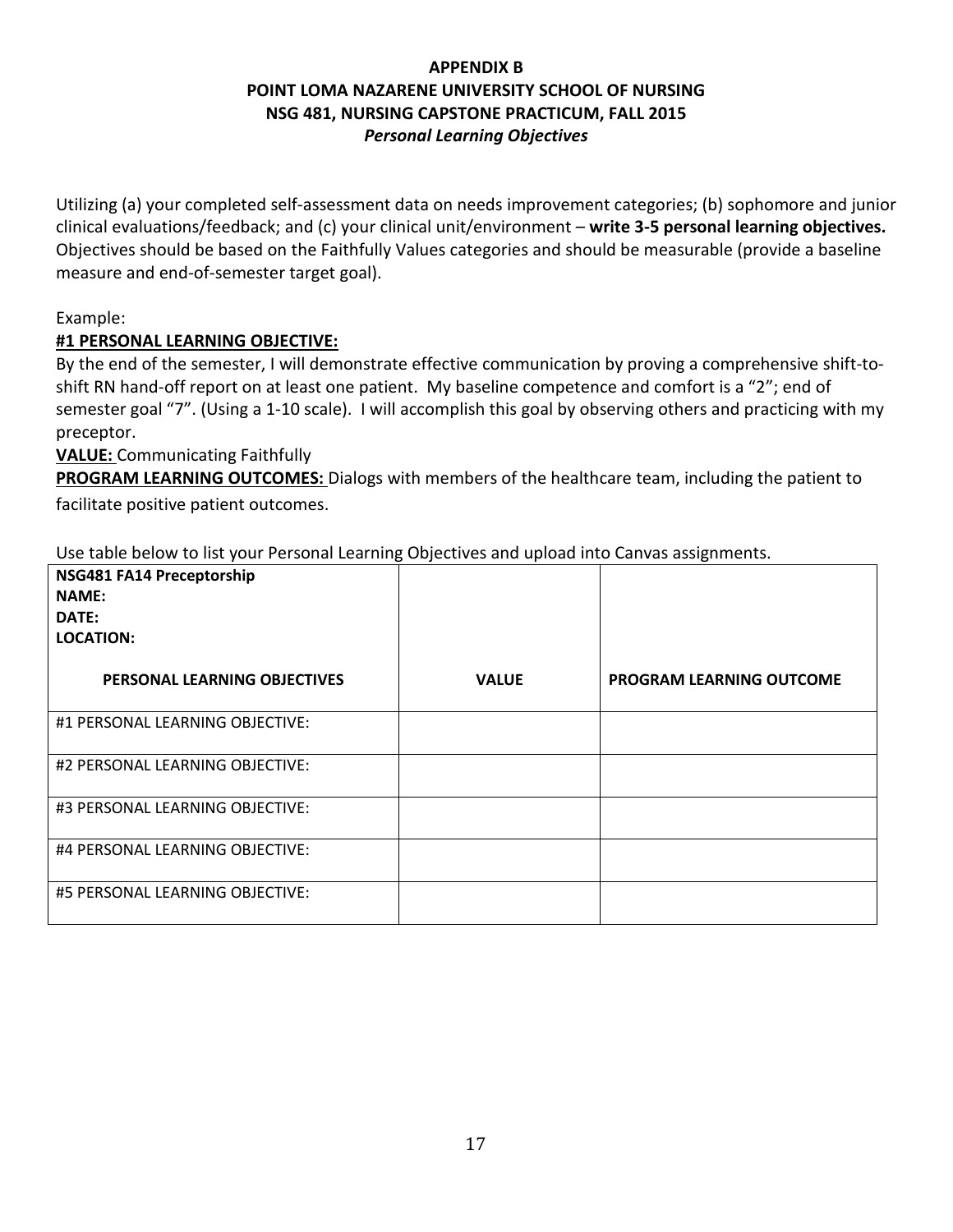# APPENDIX B
## POINT LOMA NAZARENE UNIVERSITY SCHOOL OF NURSING
## NSG 481, NURSING CAPSTONE PRACTICUM, FALL 2015
### *Personal Learning Objectives*

Utilizing (a) your completed self-assessment data on needs improvement categories; (b) sophomore and junior clinical evaluations/feedback; and (c) your clinical unit/environment – **write 3-5 personal learning objectives.** Objectives should be based on the Faithfully Values categories and should be measurable (provide a baseline measure and end-of-semester target goal).

Example:

**#1 PERSONAL LEARNING OBJECTIVE:**

By the end of the semester, I will demonstrate effective communication by proving a comprehensive shift-to-shift RN hand-off report on at least one patient. My baseline competence and comfort is a "2"; end of semester goal "7". (Using a 1-10 scale). I will accomplish this goal by observing others and practicing with my preceptor.

**VALUE:** Communicating Faithfully

**PROGRAM LEARNING OUTCOMES:** Dialogs with members of the healthcare team, including the patient to facilitate positive patient outcomes.

Use table below to list your Personal Learning Objectives and upload into Canvas assignments.

| **NSG481 FA14 Preceptorship**<br>**NAME:**<br>**DATE:**<br>**LOCATION:**<br><br>**PERSONAL LEARNING OBJECTIVES** | **VALUE** | **PROGRAM LEARNING OUTCOME** |
|---|---|---|
| #1 PERSONAL LEARNING OBJECTIVE: | | |
| #2 PERSONAL LEARNING OBJECTIVE: | | |
| #3 PERSONAL LEARNING OBJECTIVE: | | |
| #4 PERSONAL LEARNING OBJECTIVE: | | |
| #5 PERSONAL LEARNING OBJECTIVE: | | |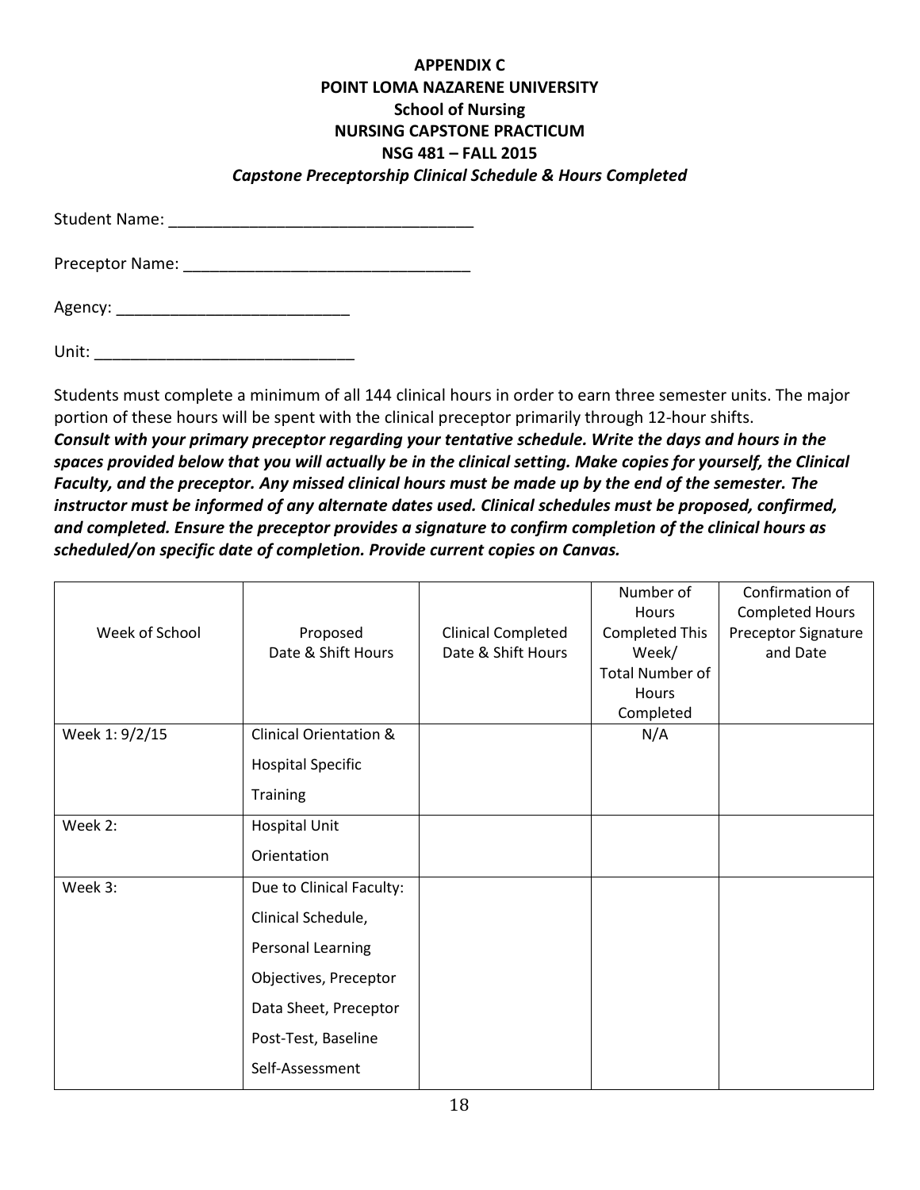**APPENDIX C**
**POINT LOMA NAZARENE UNIVERSITY**
**School of Nursing**
**NURSING CAPSTONE PRACTICUM**
**NSG 481 – FALL 2015**
***Capstone Preceptorship Clinical Schedule & Hours Completed***

Student Name: ___________________________________

Preceptor Name: _________________________________

Agency: ___________________________

Unit: ______________________________

Students must complete a minimum of all 144 clinical hours in order to earn three semester units. The major portion of these hours will be spent with the clinical preceptor primarily through 12-hour shifts. ***Consult with your primary preceptor regarding your tentative schedule. Write the days and hours in the spaces provided below that you will actually be in the clinical setting. Make copies for yourself, the Clinical Faculty, and the preceptor. Any missed clinical hours must be made up by the end of the semester. The instructor must be informed of any alternate dates used. Clinical schedules must be proposed, confirmed, and completed. Ensure the preceptor provides a signature to confirm completion of the clinical hours as scheduled/on specific date of completion. Provide current copies on Canvas.***

| Week of School | Proposed Date & Shift Hours | Clinical Completed Date & Shift Hours | Number of Hours Completed This Week/ Total Number of Hours Completed | Confirmation of Completed Hours Preceptor Signature and Date |
| --- | --- | --- | --- | --- |
| Week 1: 9/2/15 | Clinical Orientation & Hospital Specific Training | | N/A | |
| Week 2: | Hospital Unit Orientation | | | |
| Week 3: | Due to Clinical Faculty: Clinical Schedule, Personal Learning Objectives, Preceptor Data Sheet, Preceptor Post-Test, Baseline Self-Assessment | | | |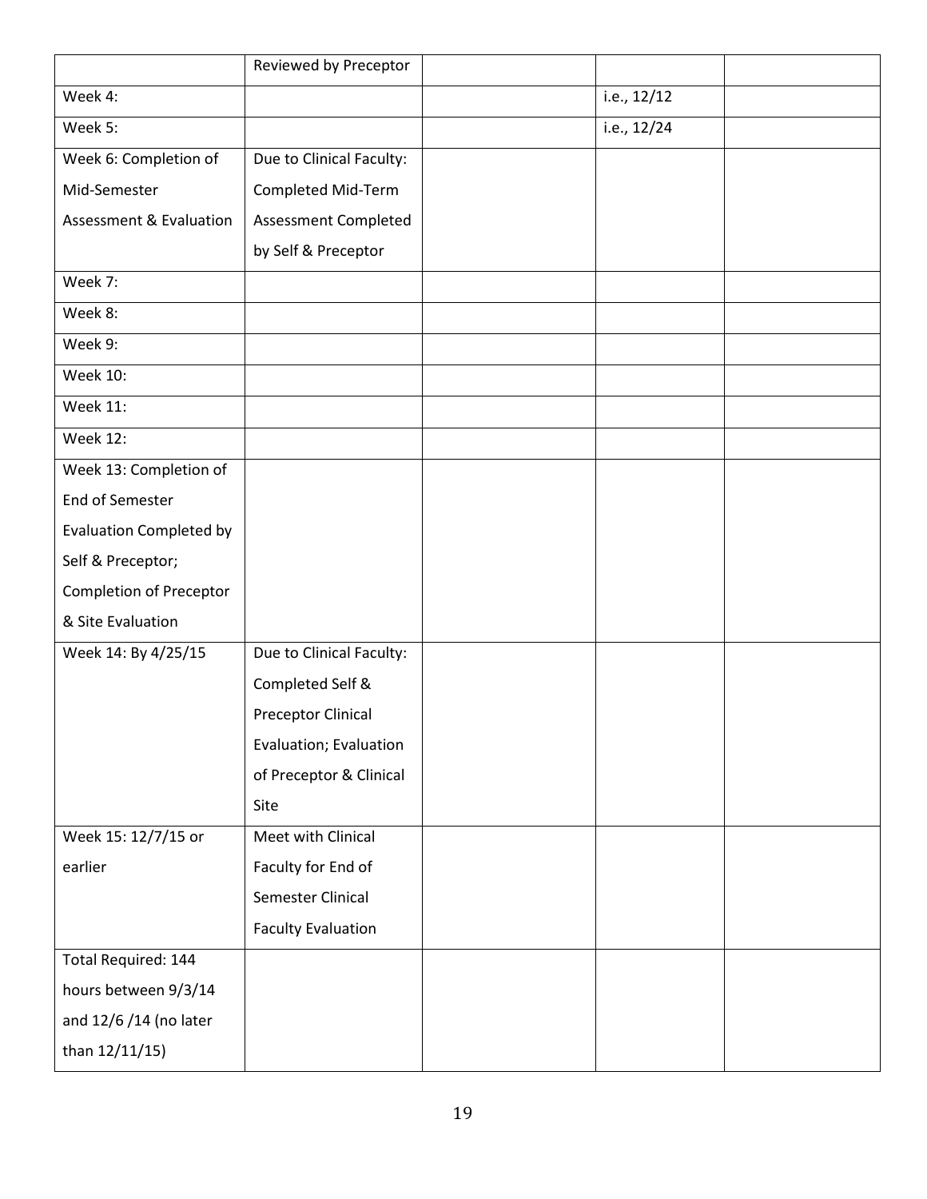| | | | | |
|---|---|---|---|---|
| | Reviewed by Preceptor | | | |
| Week 4: | | | i.e., 12/12 | |
| Week 5: | | | i.e., 12/24 | |
| Week 6: Completion of Mid-Semester Assessment & Evaluation | Due to Clinical Faculty: Completed Mid-Term Assessment Completed by Self & Preceptor | | | |
| Week 7: | | | | |
| Week 8: | | | | |
| Week 9: | | | | |
| Week 10: | | | | |
| Week 11: | | | | |
| Week 12: | | | | |
| Week 13: Completion of End of Semester Evaluation Completed by Self & Preceptor; Completion of Preceptor & Site Evaluation | | | | |
| Week 14: By 4/25/15 | Due to Clinical Faculty: Completed Self & Preceptor Clinical Evaluation; Evaluation of Preceptor & Clinical Site | | | |
| Week 15: 12/7/15 or earlier | Meet with Clinical Faculty for End of Semester Clinical Faculty Evaluation | | | |
| Total Required: 144 hours between 9/3/14 and 12/6 /14 (no later than 12/11/15) | | | | |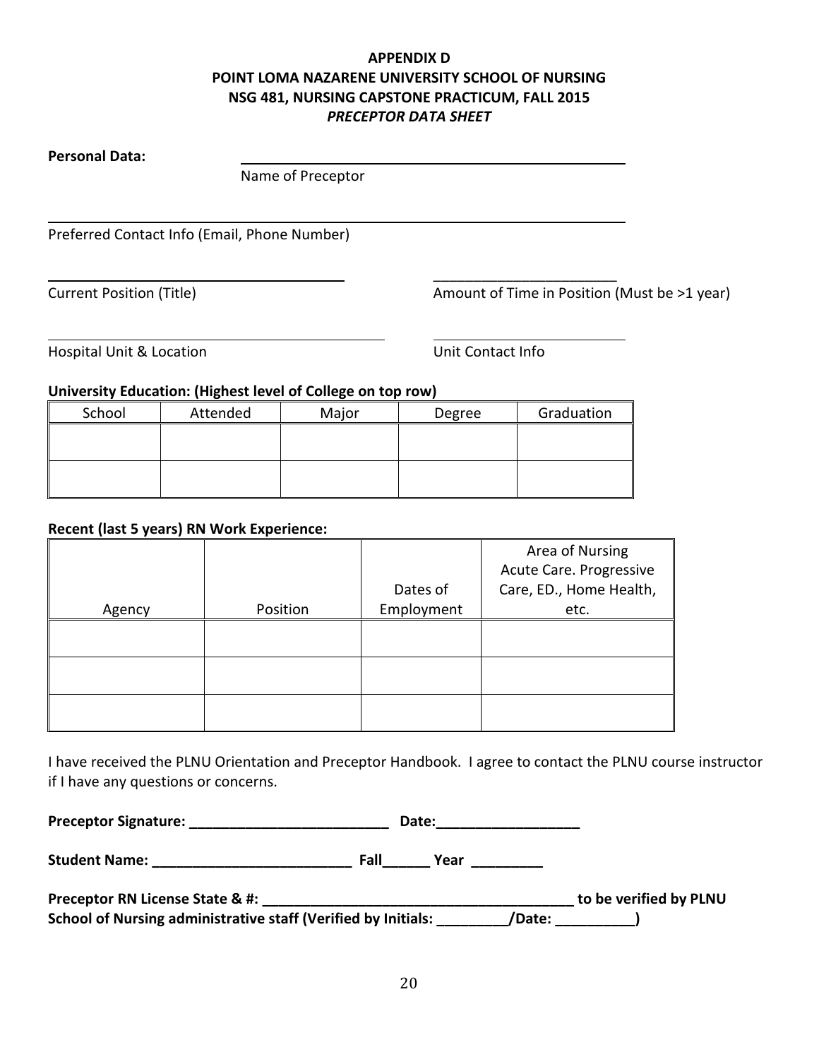**APPENDIX D**
**POINT LOMA NAZARENE UNIVERSITY SCHOOL OF NURSING**
**NSG 481, NURSING CAPSTONE PRACTICUM, FALL 2015**
***PRECEPTOR DATA SHEET***

**Personal Data:** ________________________________________________
Name of Preceptor

____________________________________________________________________
Preferred Contact Info (Email, Phone Number)

________________________________ ________________________
Current Position (Title) Amount of Time in Position (Must be >1 year)

________________________________ ________________________
Hospital Unit & Location Unit Contact Info

**University Education: (Highest level of College on top row)**

| School | Attended | Major | Degree | Graduation |
|---|---|---|---|---|
| | | | | |
| | | | | |

**Recent (last 5 years) RN Work Experience:**

| Agency | Position | Dates of Employment | Area of Nursing Acute Care. Progressive Care, ED., Home Health, etc. |
|---|---|---|---|
| | | | |
| | | | |
| | | | |

I have received the PLNU Orientation and Preceptor Handbook. I agree to contact the PLNU course instructor if I have any questions or concerns.

**Preceptor Signature: _________________________ Date:__________________**

**Student Name: _________________________ Fall______ Year _________**

**Preceptor RN License State & #: ________________________________________ to be verified by PLNU School of Nursing administrative staff (Verified by Initials: _________/Date: __________)**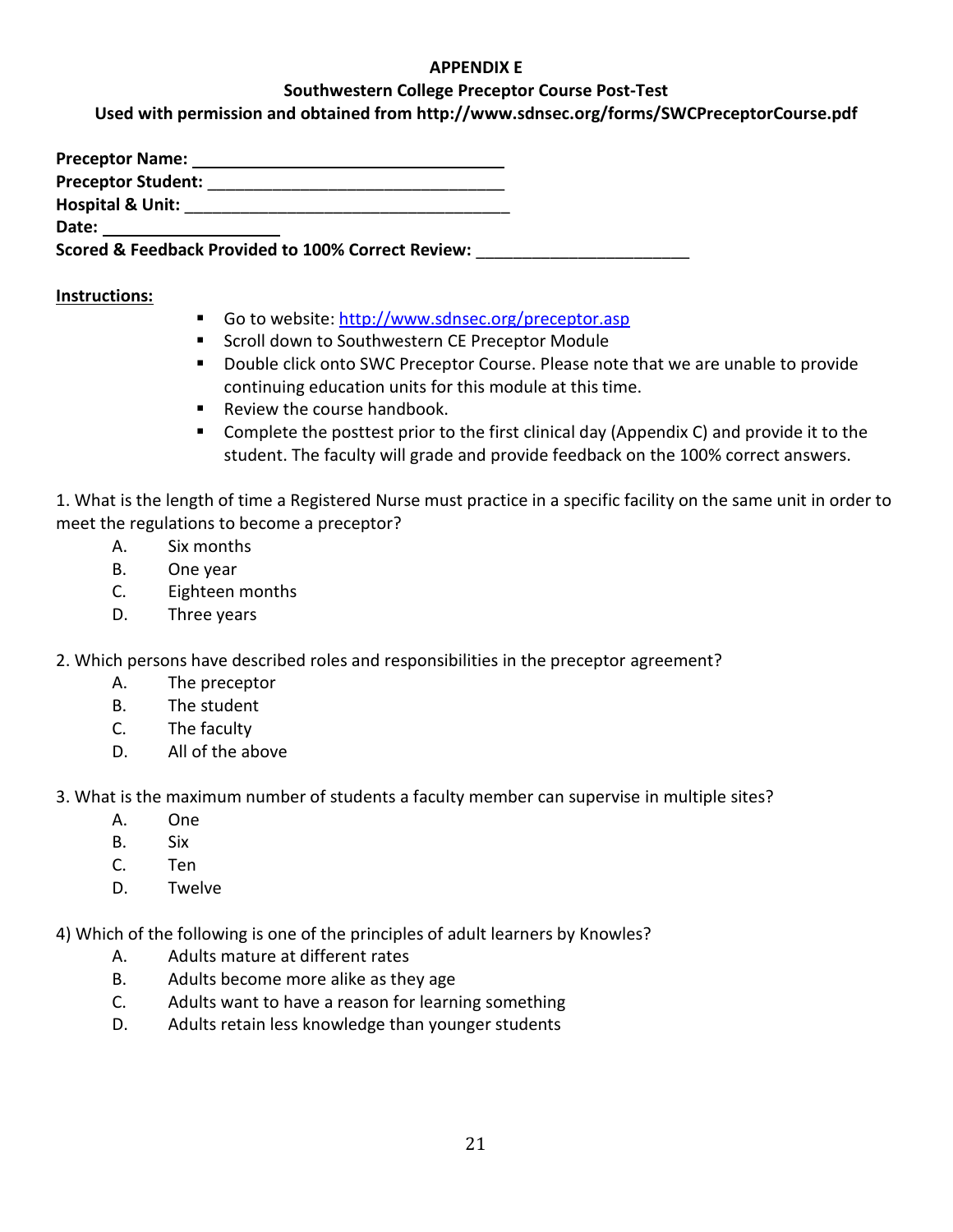**APPENDIX E**

**Southwestern College Preceptor Course Post-Test**

**Used with permission and obtained from http://www.sdnsec.org/forms/SWCPreceptorCourse.pdf**

**Preceptor Name:** ______________________________

**Preceptor Student:** ______________________________

**Hospital & Unit:** ______________________________

**Date:** ________________

**Scored & Feedback Provided to 100% Correct Review:** ______________________

**Instructions:**

- Go to website: http://www.sdnsec.org/preceptor.asp
- Scroll down to Southwestern CE Preceptor Module
- Double click onto SWC Preceptor Course. Please note that we are unable to provide continuing education units for this module at this time.
- Review the course handbook.
- Complete the posttest prior to the first clinical day (Appendix C) and provide it to the student. The faculty will grade and provide feedback on the 100% correct answers.

1. What is the length of time a Registered Nurse must practice in a specific facility on the same unit in order to meet the regulations to become a preceptor?
   - A. Six months
   - B. One year
   - C. Eighteen months
   - D. Three years

2. Which persons have described roles and responsibilities in the preceptor agreement?
   - A. The preceptor
   - B. The student
   - C. The faculty
   - D. All of the above

3. What is the maximum number of students a faculty member can supervise in multiple sites?
   - A. One
   - B. Six
   - C. Ten
   - D. Twelve

4) Which of the following is one of the principles of adult learners by Knowles?
   - A. Adults mature at different rates
   - B. Adults become more alike as they age
   - C. Adults want to have a reason for learning something
   - D. Adults retain less knowledge than younger students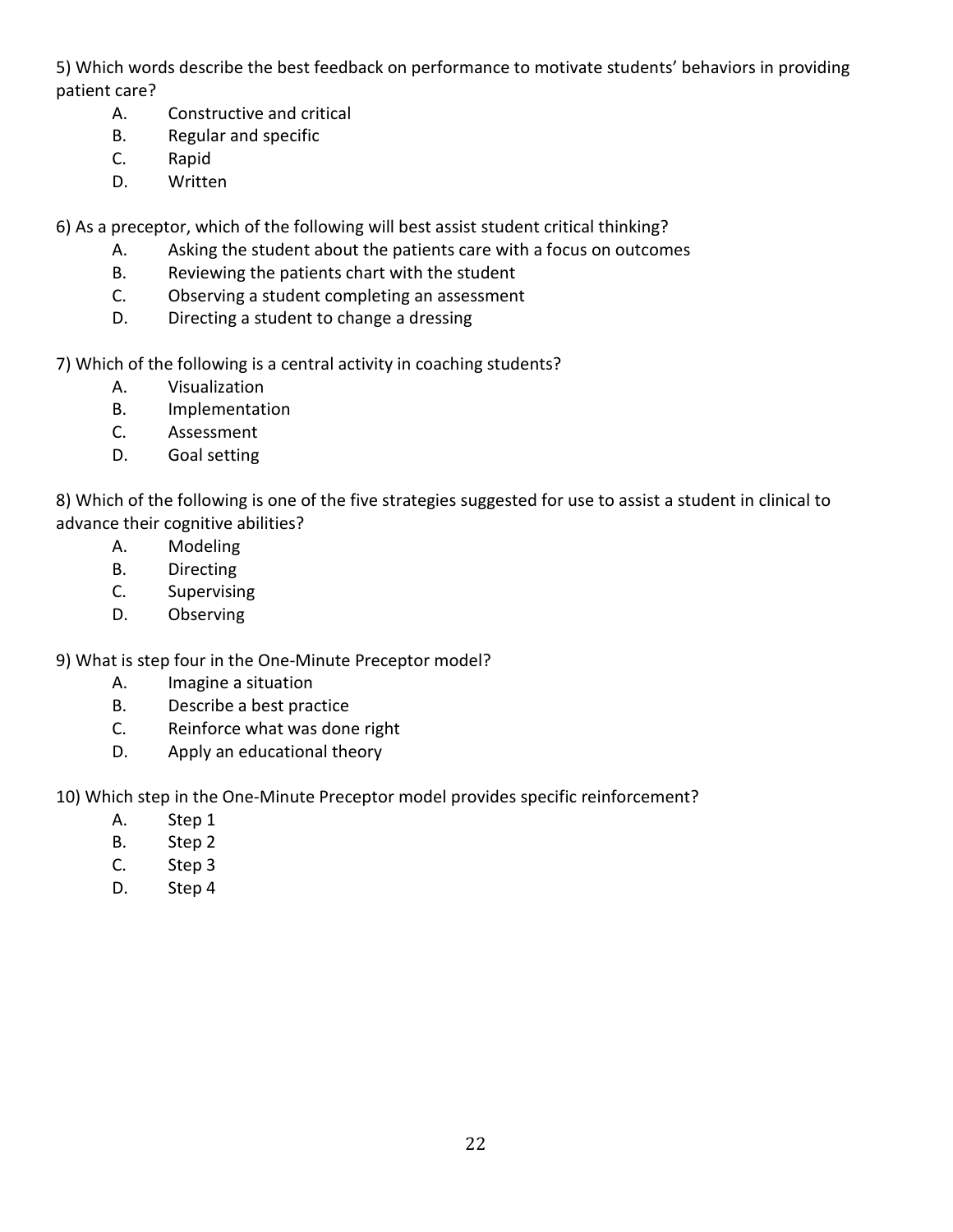5) Which words describe the best feedback on performance to motivate students' behaviors in providing patient care?

- A. Constructive and critical
- B. Regular and specific
- C. Rapid
- D. Written

6) As a preceptor, which of the following will best assist student critical thinking?

- A. Asking the student about the patients care with a focus on outcomes
- B. Reviewing the patients chart with the student
- C. Observing a student completing an assessment
- D. Directing a student to change a dressing

7) Which of the following is a central activity in coaching students?

- A. Visualization
- B. Implementation
- C. Assessment
- D. Goal setting

8) Which of the following is one of the five strategies suggested for use to assist a student in clinical to advance their cognitive abilities?

- A. Modeling
- B. Directing
- C. Supervising
- D. Observing

9) What is step four in the One-Minute Preceptor model?

- A. Imagine a situation
- B. Describe a best practice
- C. Reinforce what was done right
- D. Apply an educational theory

10) Which step in the One-Minute Preceptor model provides specific reinforcement?

- A. Step 1
- B. Step 2
- C. Step 3
- D. Step 4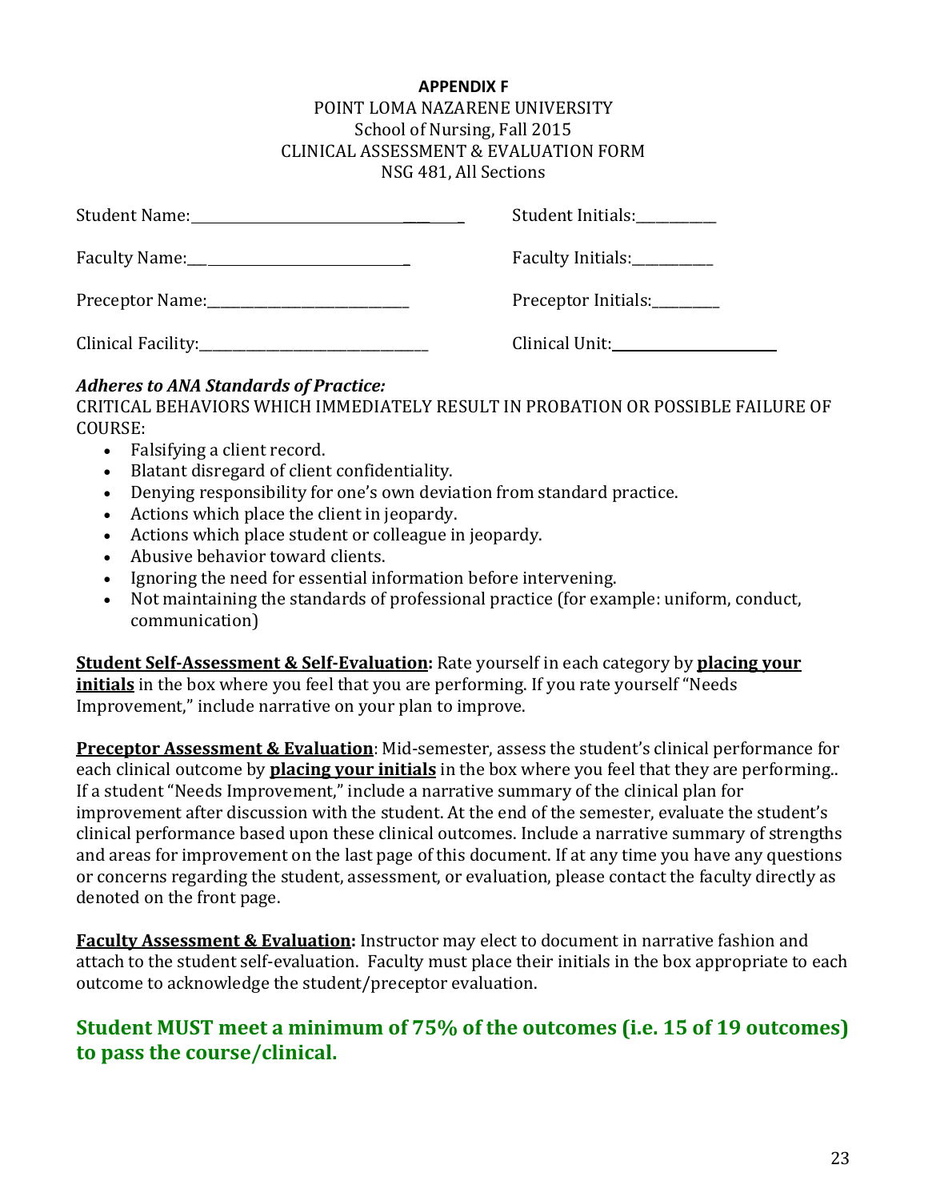**APPENDIX F**

POINT LOMA NAZARENE UNIVERSITY
School of Nursing, Fall 2015
CLINICAL ASSESSMENT & EVALUATION FORM
NSG 481, All Sections

Student Name:______________________________ Student Initials:__________

Faculty Name:______________________________ Faculty Initials:__________

Preceptor Name:____________________________ Preceptor Initials:________

Clinical Facility:___________________________ Clinical Unit:____________________

***Adheres to ANA Standards of Practice:***

CRITICAL BEHAVIORS WHICH IMMEDIATELY RESULT IN PROBATION OR POSSIBLE FAILURE OF COURSE:

- Falsifying a client record.
- Blatant disregard of client confidentiality.
- Denying responsibility for one's own deviation from standard practice.
- Actions which place the client in jeopardy.
- Actions which place student or colleague in jeopardy.
- Abusive behavior toward clients.
- Ignoring the need for essential information before intervening.
- Not maintaining the standards of professional practice (for example: uniform, conduct, communication)

**Student Self-Assessment & Self-Evaluation:** Rate yourself in each category by **placing your initials** in the box where you feel that you are performing. If you rate yourself "Needs Improvement," include narrative on your plan to improve.

**Preceptor Assessment & Evaluation**: Mid-semester, assess the student's clinical performance for each clinical outcome by **placing your initials** in the box where you feel that they are performing.. If a student "Needs Improvement," include a narrative summary of the clinical plan for improvement after discussion with the student. At the end of the semester, evaluate the student's clinical performance based upon these clinical outcomes. Include a narrative summary of strengths and areas for improvement on the last page of this document. If at any time you have questions or concerns regarding the student, assessment, or evaluation, please contact the faculty directly as denoted on the front page.

**Faculty Assessment & Evaluation:** Instructor may elect to document in narrative fashion and attach to the student self-evaluation. Faculty must place their initials in the box appropriate to each outcome to acknowledge the student/preceptor evaluation.

**Student MUST meet a minimum of 75% of the outcomes (i.e. 15 of 19 outcomes) to pass the course/clinical.**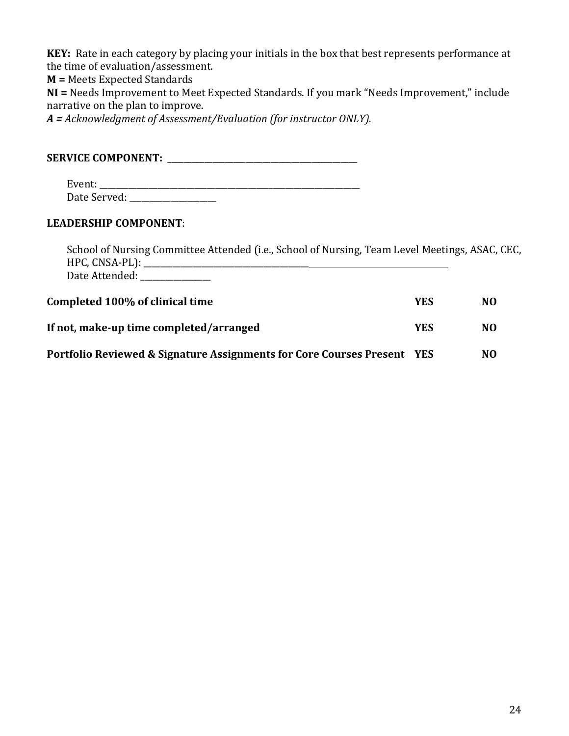**KEY:** Rate in each category by placing your initials in the box that best represents performance at the time of evaluation/assessment.
**M =** Meets Expected Standards
**NI =** Needs Improvement to Meet Expected Standards. If you mark "Needs Improvement," include narrative on the plan to improve.
***A =*** *Acknowledgment of Assessment/Evaluation (for instructor ONLY).*

**SERVICE COMPONENT:** ___________________________________________

Event: ___________________________________________________________
Date Served: ____________________

**LEADERSHIP COMPONENT**:

School of Nursing Committee Attended (i.e., School of Nursing, Team Level Meetings, ASAC, CEC, HPC, CNSA-PL): ___________________________________________________________________________
Date Attended: ________________

| | | |
|---|---|---|
| **Completed 100% of clinical time** | **YES** | **NO** |
| **If not, make-up time completed/arranged** | **YES** | **NO** |
| **Portfolio Reviewed & Signature Assignments for Core Courses Present** | **YES** | **NO** |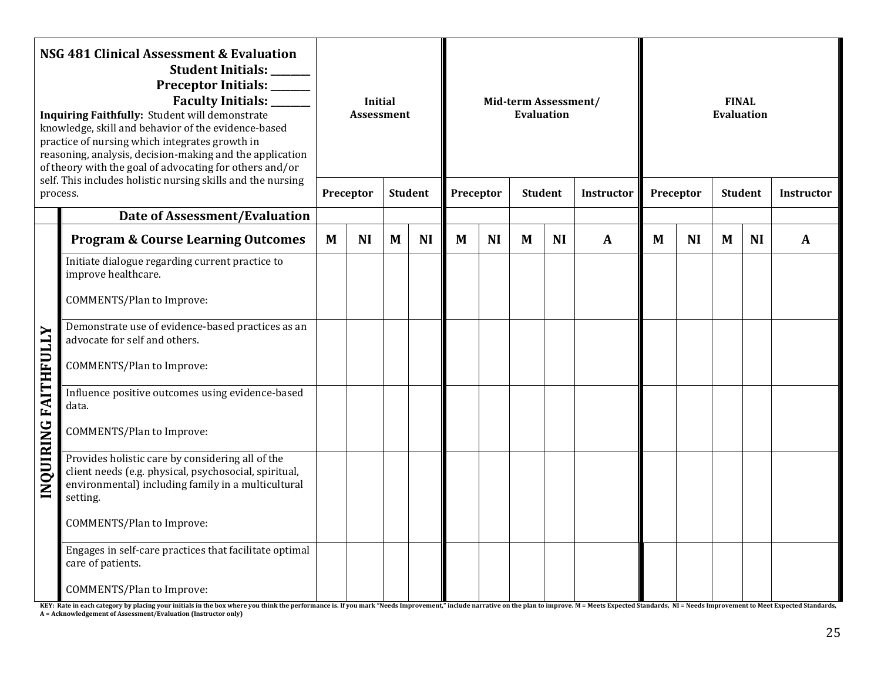| NSG 481 Clinical Assessment & Evaluation<br>**Student Initials: \_\_\_\_\_\_\_\_**<br>**Preceptor Initials: \_\_\_\_\_\_\_\_**<br>**Faculty Initials: \_\_\_\_\_\_\_\_**<br>**Inquiring Faithfully:** Student will demonstrate knowledge, skill and behavior of the evidence-based practice of nursing which integrates growth in reasoning, analysis, decision-making and the application of theory with the goal of advocating for others and/or self. This includes holistic nursing skills and the nursing process. | | Initial Assessment | | | | Mid-term Assessment/ Evaluation | | | | | FINAL Evaluation | | | | |
|---|---|---|---|---|---|---|---|---|---|---|---|---|---|---|---|
| | | Preceptor | | Student | | Preceptor | | Student | | Instructor | Preceptor | | Student | | Instructor |
| | **Date of Assessment/Evaluation** | | | | | | | | | | | | | | |
| **INQUIRING FAITHFULLY** | **Program & Course Learning Outcomes** | **M** | **NI** | **M** | **NI** | **M** | **NI** | **M** | **NI** | **A** | **M** | **NI** | **M** | **NI** | **A** |
| | Initiate dialogue regarding current practice to improve healthcare.<br><br>COMMENTS/Plan to Improve: | | | | | | | | | | | | | | |
| | Demonstrate use of evidence-based practices as an advocate for self and others.<br><br>COMMENTS/Plan to Improve: | | | | | | | | | | | | | | |
| | Influence positive outcomes using evidence-based data.<br><br>COMMENTS/Plan to Improve: | | | | | | | | | | | | | | |
| | Provides holistic care by considering all of the client needs (e.g. physical, psychosocial, spiritual, environmental) including family in a multicultural setting.<br><br>COMMENTS/Plan to Improve: | | | | | | | | | | | | | | |
| | Engages in self-care practices that facilitate optimal care of patients.<br><br>COMMENTS/Plan to Improve: | | | | | | | | | | | | | | |

**KEY: Rate in each category by placing your initials in the box where you think the performance is. If you mark "Needs Improvement," include narrative on the plan to improve. M = Meets Expected Standards, NI = Needs Improvement to Meet Expected Standards, A = Acknowledgement of Assessment/Evaluation (Instructor only)**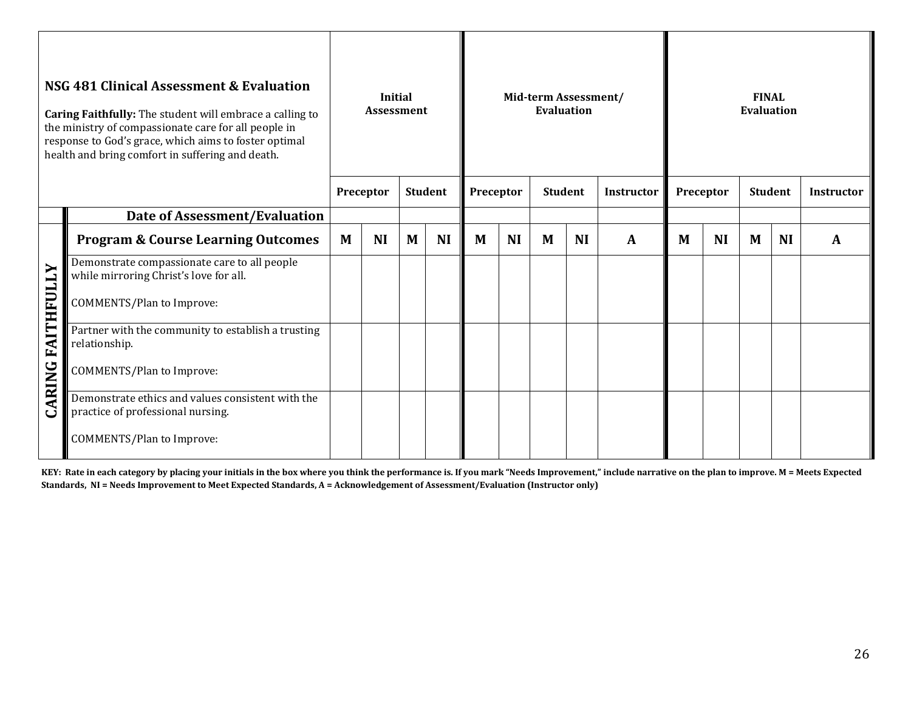| **NSG 481 Clinical Assessment & Evaluation**<br><br>**Caring Faithfully:** The student will embrace a calling to the ministry of compassionate care for all people in response to God's grace, which aims to foster optimal health and bring comfort in suffering and death. | | **Initial Assessment** | | | | **Mid-term Assessment/ Evaluation** | | | | | **FINAL Evaluation** | | | | |
|---|---|---|---|---|---|---|---|---|---|---|---|---|---|---|---|
| | | **Preceptor** | | **Student** | | **Preceptor** | | **Student** | | **Instructor** | **Preceptor** | | **Student** | | **Instructor** |
| | **Date of Assessment/Evaluation** | | | | | | | | | | | | | | |
| **CARING FAITHFULLY** | **Program & Course Learning Outcomes** | **M** | **NI** | **M** | **NI** | **M** | **NI** | **M** | **NI** | **A** | **M** | **NI** | **M** | **NI** | **A** |
| | Demonstrate compassionate care to all people while mirroring Christ's love for all.<br><br>COMMENTS/Plan to Improve: | | | | | | | | | | | | | | |
| | Partner with the community to establish a trusting relationship.<br><br>COMMENTS/Plan to Improve: | | | | | | | | | | | | | | |
| | Demonstrate ethics and values consistent with the practice of professional nursing.<br><br>COMMENTS/Plan to Improve: | | | | | | | | | | | | | | |

**KEY: Rate in each category by placing your initials in the box where you think the performance is. If you mark "Needs Improvement," include narrative on the plan to improve. M = Meets Expected Standards, NI = Needs Improvement to Meet Expected Standards, A = Acknowledgement of Assessment/Evaluation (Instructor only)**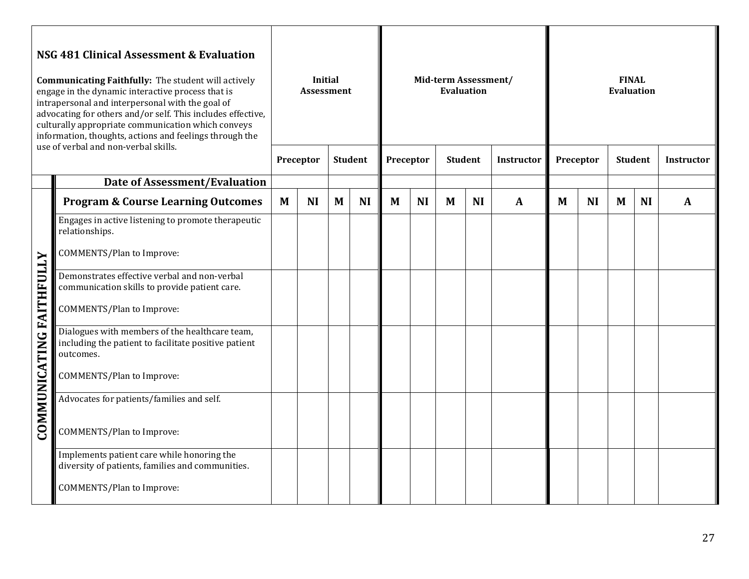| **NSG 481 Clinical Assessment & Evaluation**<br><br>**Communicating Faithfully:** The student will actively engage in the dynamic interactive process that is intrapersonal and interpersonal with the goal of advocating for others and/or self. This includes effective, culturally appropriate communication which conveys information, thoughts, actions and feelings through the use of verbal and non-verbal skills. | | **Initial Assessment** | | | | **Mid-term Assessment/ Evaluation** | | | | | **FINAL Evaluation** | | | | |
|---|---|---|---|---|---|---|---|---|---|---|---|---|---|---|---|
| | | **Preceptor** | | **Student** | | **Preceptor** | | **Student** | | **Instructor** | **Preceptor** | | **Student** | | **Instructor** |
| | **Date of Assessment/Evaluation** | | | | | | | | | | | | | | |
| **COMMUNICATING FAITHFULLY** | **Program & Course Learning Outcomes** | **M** | **NI** | **M** | **NI** | **M** | **NI** | **M** | **NI** | **A** | **M** | **NI** | **M** | **NI** | **A** |
| | Engages in active listening to promote therapeutic relationships.<br><br>COMMENTS/Plan to Improve: | | | | | | | | | | | | | | |
| | Demonstrates effective verbal and non-verbal communication skills to provide patient care.<br><br>COMMENTS/Plan to Improve: | | | | | | | | | | | | | | |
| | Dialogues with members of the healthcare team, including the patient to facilitate positive patient outcomes.<br><br>COMMENTS/Plan to Improve: | | | | | | | | | | | | | | |
| | Advocates for patients/families and self.<br><br>COMMENTS/Plan to Improve: | | | | | | | | | | | | | | |
| | Implements patient care while honoring the diversity of patients, families and communities.<br><br>COMMENTS/Plan to Improve: | | | | | | | | | | | | | | |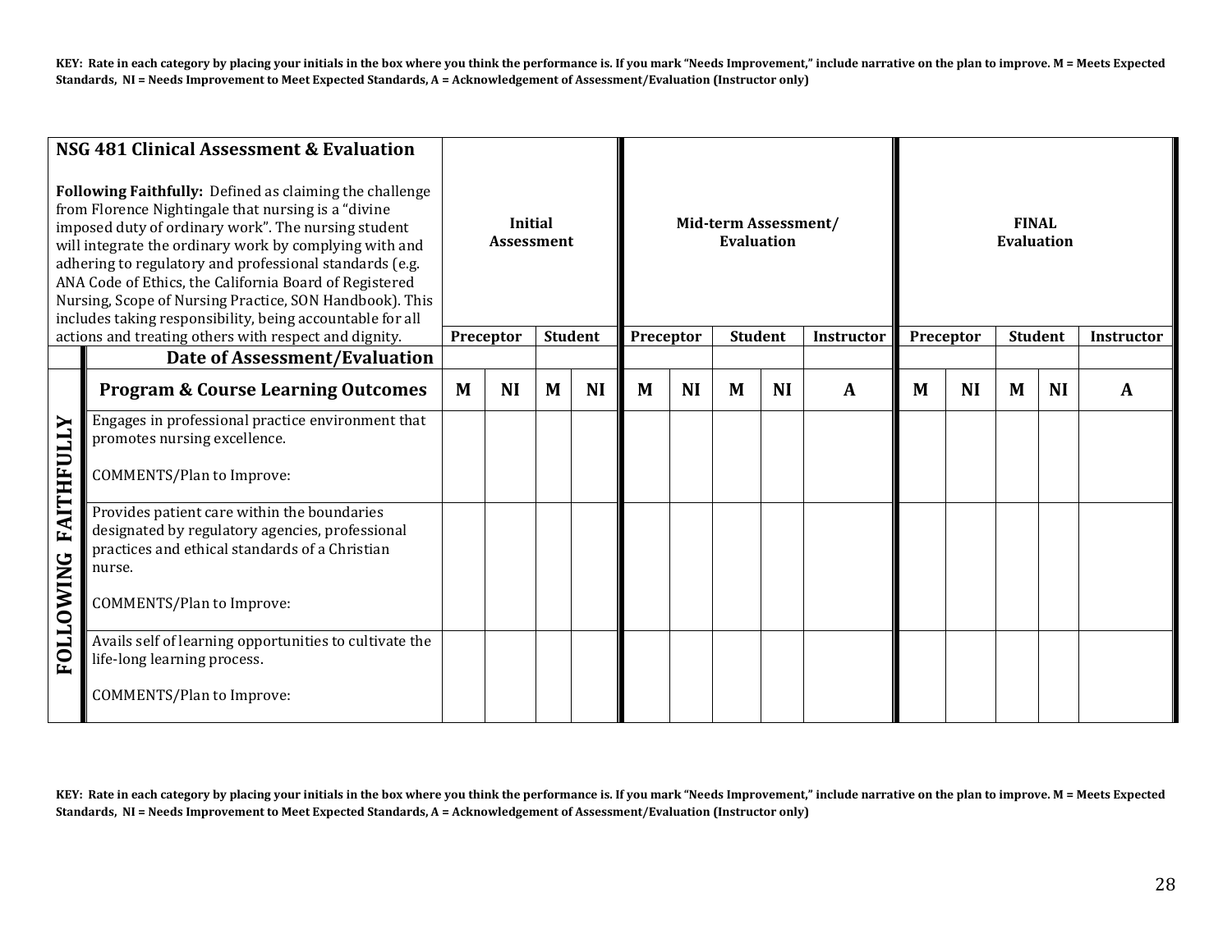**KEY: Rate in each category by placing your initials in the box where you think the performance is. If you mark "Needs Improvement," include narrative on the plan to improve. M = Meets Expected Standards, NI = Needs Improvement to Meet Expected Standards, A = Acknowledgement of Assessment/Evaluation (Instructor only)**

| | **NSG 481 Clinical Assessment & Evaluation**<br><br>**Following Faithfully:** Defined as claiming the challenge from Florence Nightingale that nursing is a "divine imposed duty of ordinary work". The nursing student will integrate the ordinary work by complying with and adhering to regulatory and professional standards (e.g. ANA Code of Ethics, the California Board of Registered Nursing, Scope of Nursing Practice, SON Handbook). This includes taking responsibility, being accountable for all actions and treating others with respect and dignity. | **Initial Assessment** | | | | **Mid-term Assessment/ Evaluation** | | | | | **FINAL Evaluation** | | | | |
|---|---|---|---|---|---|---|---|---|---|---|---|---|---|---|---|
| | | **Preceptor** | | **Student** | | **Preceptor** | | **Student** | | **Instructor** | **Preceptor** | | **Student** | | **Instructor** |
| | **Date of Assessment/Evaluation** | | | | | | | | | | | | | | |
| | **Program & Course Learning Outcomes** | **M** | **NI** | **M** | **NI** | **M** | **NI** | **M** | **NI** | **A** | **M** | **NI** | **M** | **NI** | **A** |
| **FOLLOWING FAITHFULLY** | Engages in professional practice environment that promotes nursing excellence.<br><br>COMMENTS/Plan to Improve: | | | | | | | | | | | | | | |
| | Provides patient care within the boundaries designated by regulatory agencies, professional practices and ethical standards of a Christian nurse.<br><br>COMMENTS/Plan to Improve: | | | | | | | | | | | | | | |
| | Avails self of learning opportunities to cultivate the life-long learning process.<br><br>COMMENTS/Plan to Improve: | | | | | | | | | | | | | | |

**KEY: Rate in each category by placing your initials in the box where you think the performance is. If you mark "Needs Improvement," include narrative on the plan to improve. M = Meets Expected Standards, NI = Needs Improvement to Meet Expected Standards, A = Acknowledgement of Assessment/Evaluation (Instructor only)**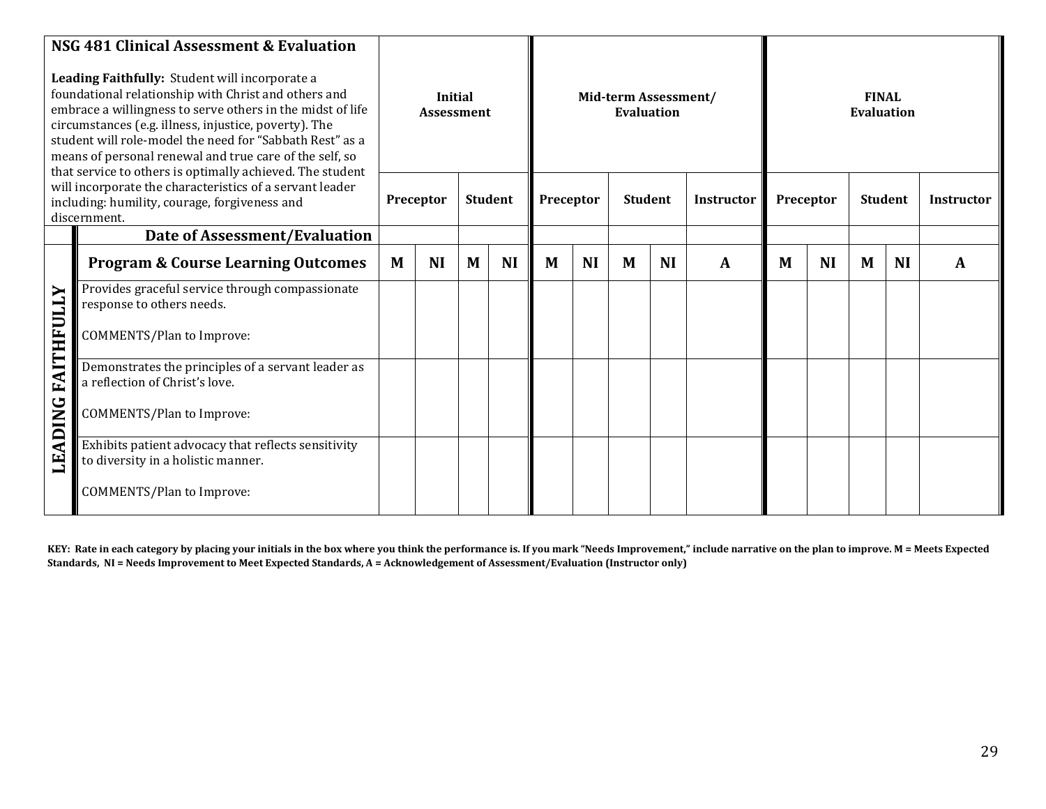| NSG 481 Clinical Assessment & Evaluation<br><br>**Leading Faithfully:** Student will incorporate a foundational relationship with Christ and others and embrace a willingness to serve others in the midst of life circumstances (e.g. illness, injustice, poverty). The student will role-model the need for "Sabbath Rest" as a means of personal renewal and true care of the self, so that service to others is optimally achieved. The student will incorporate the characteristics of a servant leader including: humility, courage, forgiveness and discernment. | | Initial Assessment | | | | Mid-term Assessment/ Evaluation | | | | | FINAL Evaluation | | | | |
|---|---|---|---|---|---|---|---|---|---|---|---|---|---|---|---|
| | | Preceptor | | Student | | Preceptor | | Student | | Instructor | Preceptor | | Student | | Instructor |
| | **Date of Assessment/Evaluation** | | | | | | | | | | | | | | |
| | **Program & Course Learning Outcomes** | **M** | **NI** | **M** | **NI** | **M** | **NI** | **M** | **NI** | **A** | **M** | **NI** | **M** | **NI** | **A** |
| **LEADING FAITHFULLY** | Provides graceful service through compassionate response to others needs.<br><br>COMMENTS/Plan to Improve: | | | | | | | | | | | | | | |
| | Demonstrates the principles of a servant leader as a reflection of Christ's love.<br><br>COMMENTS/Plan to Improve: | | | | | | | | | | | | | | |
| | Exhibits patient advocacy that reflects sensitivity to diversity in a holistic manner.<br><br>COMMENTS/Plan to Improve: | | | | | | | | | | | | | | |

**KEY: Rate in each category by placing your initials in the box where you think the performance is. If you mark "Needs Improvement," include narrative on the plan to improve. M = Meets Expected Standards, NI = Needs Improvement to Meet Expected Standards, A = Acknowledgement of Assessment/Evaluation (Instructor only)**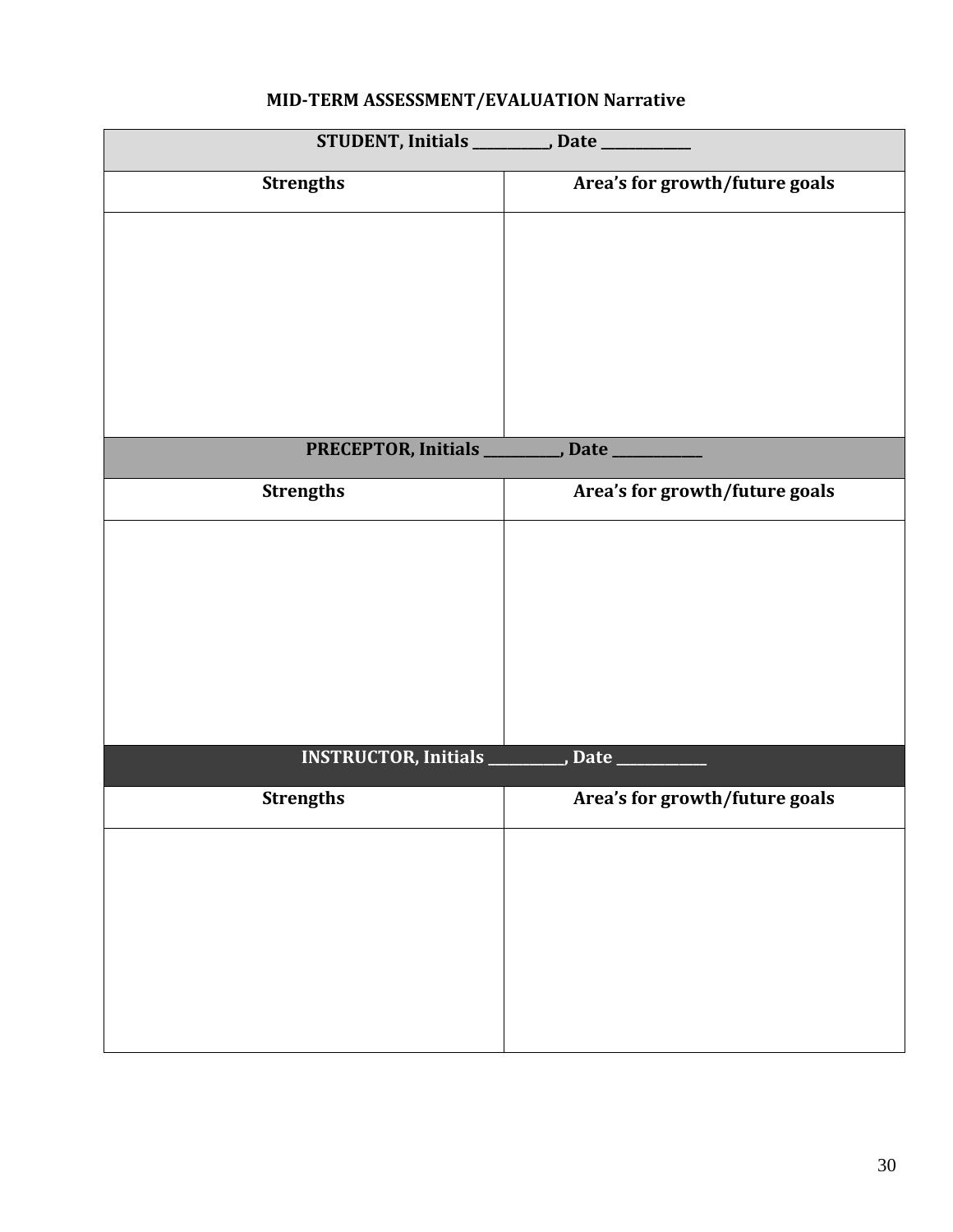**MID-TERM ASSESSMENT/EVALUATION Narrative**

| **STUDENT, Initials __________, Date ___________** | |
|---|---|
| **Strengths** | **Area's for growth/future goals** |
| | |
| **PRECEPTOR, Initials __________, Date ___________** | |
| **Strengths** | **Area's for growth/future goals** |
| | |
| **INSTRUCTOR, Initials __________, Date ___________** | |
| **Strengths** | **Area's for growth/future goals** |
| | |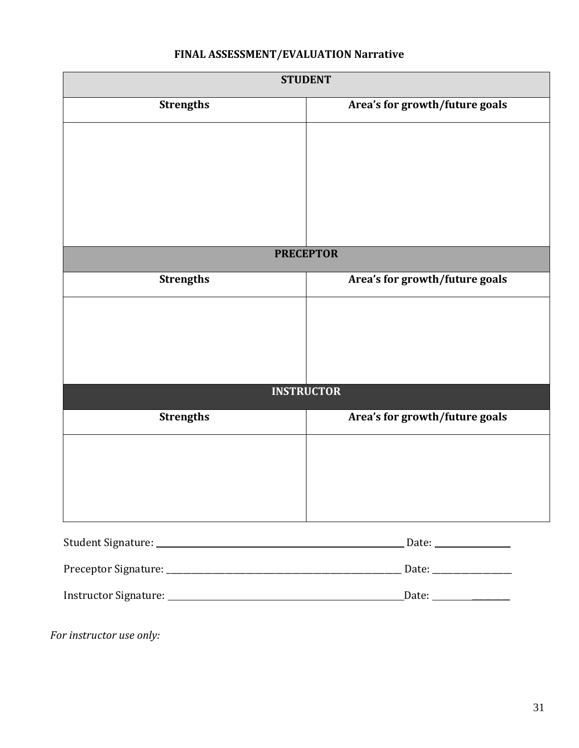**FINAL ASSESSMENT/EVALUATION Narrative**

| **STUDENT** | |
|---|---|
| **Strengths** | **Area's for growth/future goals** |
| | |
| **PRECEPTOR** | |
| **Strengths** | **Area's for growth/future goals** |
| | |
| **INSTRUCTOR** | |
| **Strengths** | **Area's for growth/future goals** |
| | |

Student Signature: ________________________________________ Date: ______________

Preceptor Signature: ______________________________________ Date: ______________

Instructor Signature: ______________________________________ Date: ______________

*For instructor use only:*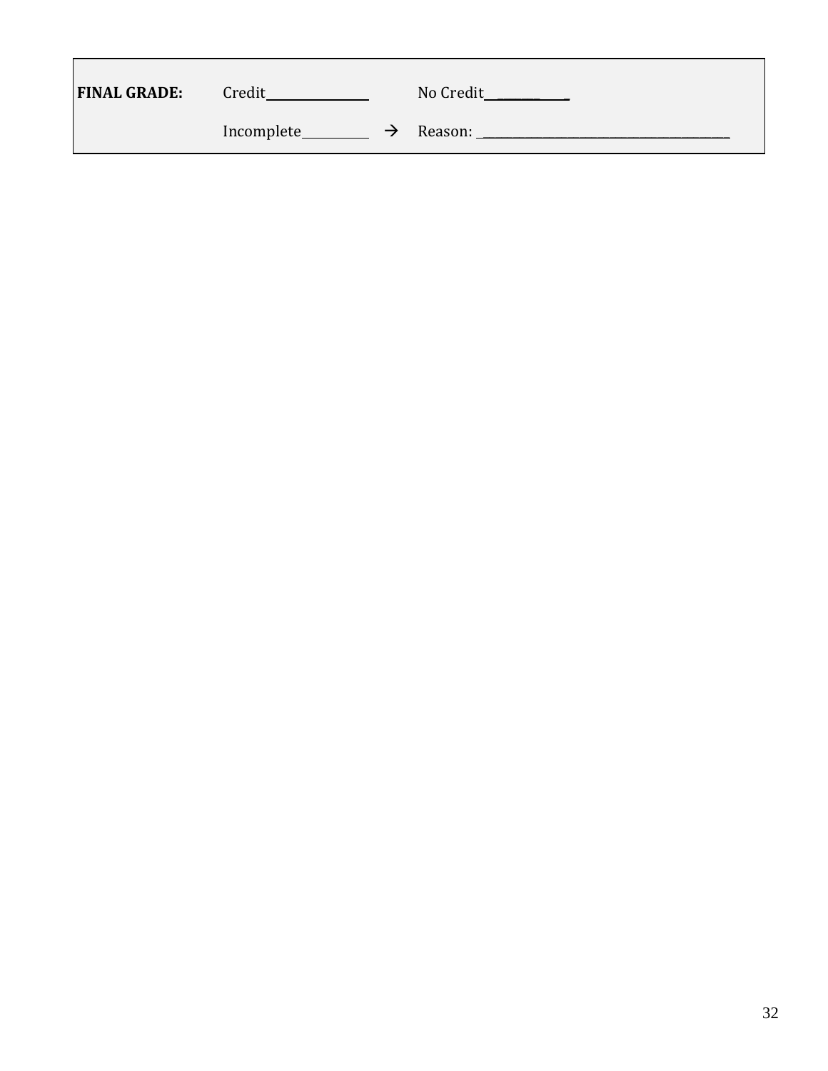| **FINAL GRADE:** | Credit_______________ | | No Credit____________ |
|---|---|---|---|
| | Incomplete__________ | → | Reason: ______________________________________ |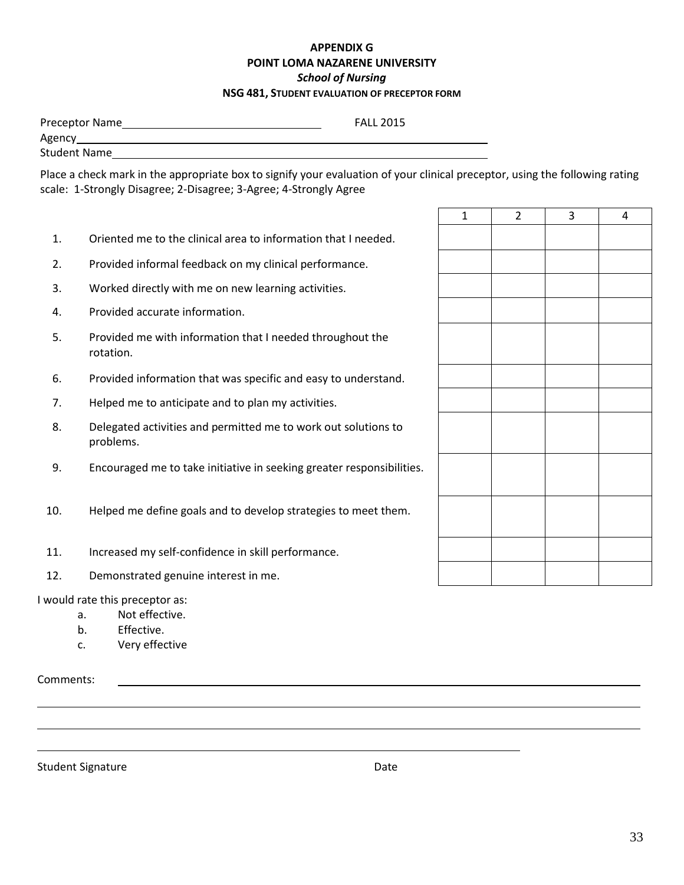**APPENDIX G**

**POINT LOMA NAZARENE UNIVERSITY**

***School of Nursing***

**NSG 481, STUDENT EVALUATION OF PRECEPTOR FORM**

Preceptor Name\_\_\_\_\_\_\_\_\_\_\_\_\_\_\_\_\_\_\_\_\_\_\_\_\_\_\_\_\_\_ FALL 2015

Agency\_\_\_\_\_\_\_\_\_\_\_\_\_\_\_\_\_\_\_\_\_\_\_\_\_\_\_\_\_\_\_\_\_\_\_\_\_\_\_\_\_\_\_\_\_\_\_\_\_\_\_\_\_\_\_\_\_\_\_\_

Student Name\_\_\_\_\_\_\_\_\_\_\_\_\_\_\_\_\_\_\_\_\_\_\_\_\_\_\_\_\_\_\_\_\_\_\_\_\_\_\_\_\_\_\_\_\_\_\_\_\_\_\_\_\_\_\_\_

Place a check mark in the appropriate box to signify your evaluation of your clinical preceptor, using the following rating scale: 1-Strongly Disagree; 2-Disagree; 3-Agree; 4-Strongly Agree

| | | 1 | 2 | 3 | 4 |
|---|---|---|---|---|---|
| 1. | Oriented me to the clinical area to information that I needed. | | | | |
| 2. | Provided informal feedback on my clinical performance. | | | | |
| 3. | Worked directly with me on new learning activities. | | | | |
| 4. | Provided accurate information. | | | | |
| 5. | Provided me with information that I needed throughout the rotation. | | | | |
| 6. | Provided information that was specific and easy to understand. | | | | |
| 7. | Helped me to anticipate and to plan my activities. | | | | |
| 8. | Delegated activities and permitted me to work out solutions to problems. | | | | |
| 9. | Encouraged me to take initiative in seeking greater responsibilities. | | | | |
| 10. | Helped me define goals and to develop strategies to meet them. | | | | |
| 11. | Increased my self-confidence in skill performance. | | | | |
| 12. | Demonstrated genuine interest in me. | | | | |

I would rate this preceptor as:

a. Not effective.
b. Effective.
c. Very effective

Comments: \_\_\_\_\_\_\_\_\_\_\_\_\_\_\_\_\_\_\_\_\_\_\_\_\_\_\_\_\_\_\_\_\_\_\_\_\_\_\_\_\_\_\_\_\_\_\_\_\_\_\_\_\_\_\_\_\_\_\_\_

\_\_\_\_\_\_\_\_\_\_\_\_\_\_\_\_\_\_\_\_\_\_\_\_\_\_\_\_\_\_\_\_\_\_\_\_\_\_\_\_\_\_\_\_\_\_\_\_\_\_\_\_\_\_\_\_\_\_\_\_\_\_\_\_\_\_\_\_\_\_

\_\_\_\_\_\_\_\_\_\_\_\_\_\_\_\_\_\_\_\_\_\_\_\_\_\_\_\_\_\_\_\_\_\_\_\_\_\_\_\_\_\_\_\_\_\_\_\_\_\_\_\_\_\_\_\_\_\_\_\_\_\_\_\_\_\_\_\_\_\_

\_\_\_\_\_\_\_\_\_\_\_\_\_\_\_\_\_\_\_\_\_\_\_\_\_\_\_\_\_\_\_\_\_\_\_\_\_\_\_\_\_\_\_\_\_\_\_\_\_\_\_\_\_\_\_\_\_\_\_\_

Student Signature Date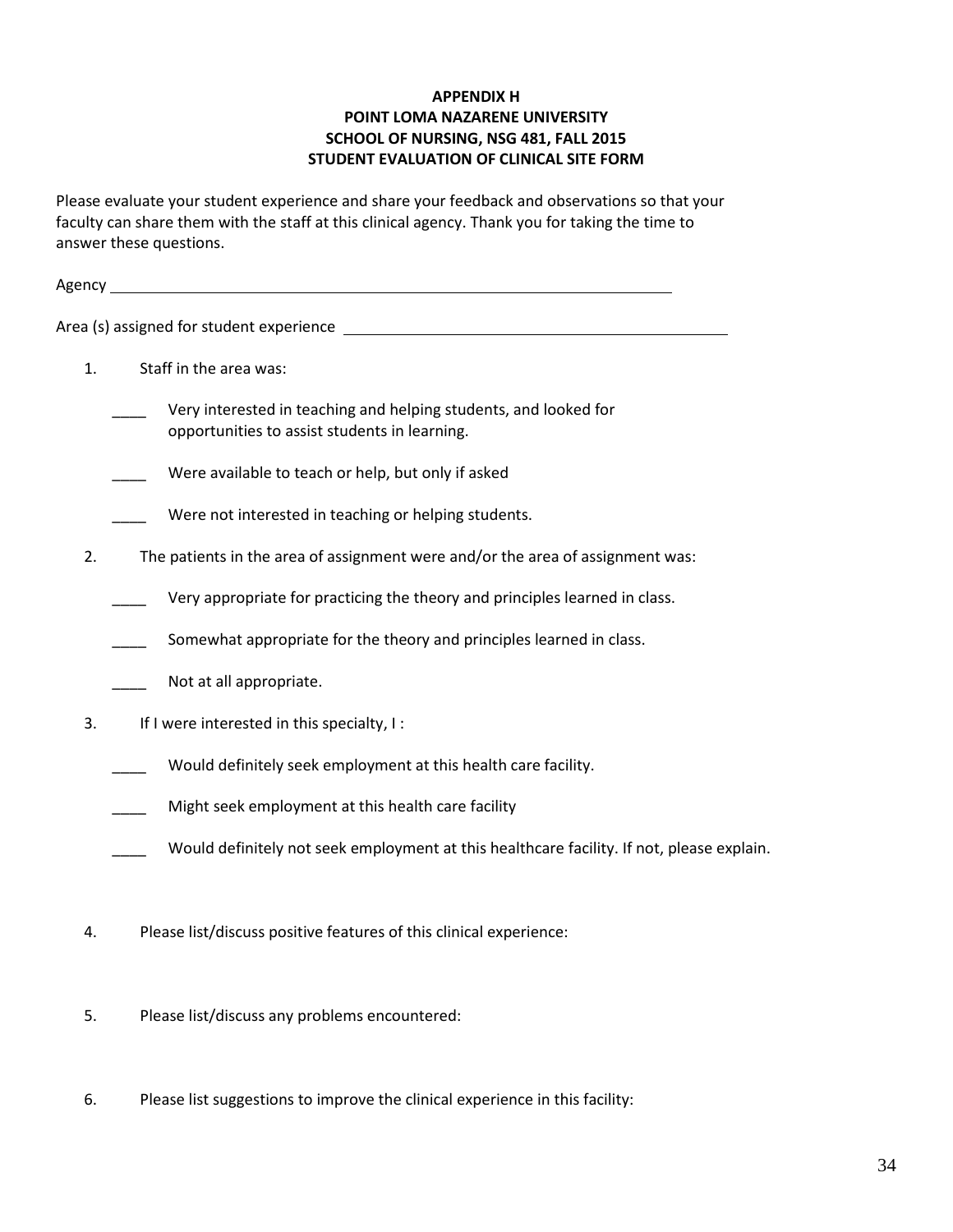**APPENDIX H**
**POINT LOMA NAZARENE UNIVERSITY**
**SCHOOL OF NURSING, NSG 481, FALL 2015**
**STUDENT EVALUATION OF CLINICAL SITE FORM**

Please evaluate your student experience and share your feedback and observations so that your faculty can share them with the staff at this clinical agency. Thank you for taking the time to answer these questions.

Agency ______________________________________________________________

Area (s) assigned for student experience ____________________________________________

1. Staff in the area was:

   ____ Very interested in teaching and helping students, and looked for opportunities to assist students in learning.

   ____ Were available to teach or help, but only if asked

   ____ Were not interested in teaching or helping students.

2. The patients in the area of assignment were and/or the area of assignment was:

   ____ Very appropriate for practicing the theory and principles learned in class.

   ____ Somewhat appropriate for the theory and principles learned in class.

   ____ Not at all appropriate.

3. If I were interested in this specialty, I :

   ____ Would definitely seek employment at this health care facility.

   ____ Might seek employment at this health care facility

   ____ Would definitely not seek employment at this healthcare facility. If not, please explain.

4. Please list/discuss positive features of this clinical experience:

5. Please list/discuss any problems encountered:

6. Please list suggestions to improve the clinical experience in this facility: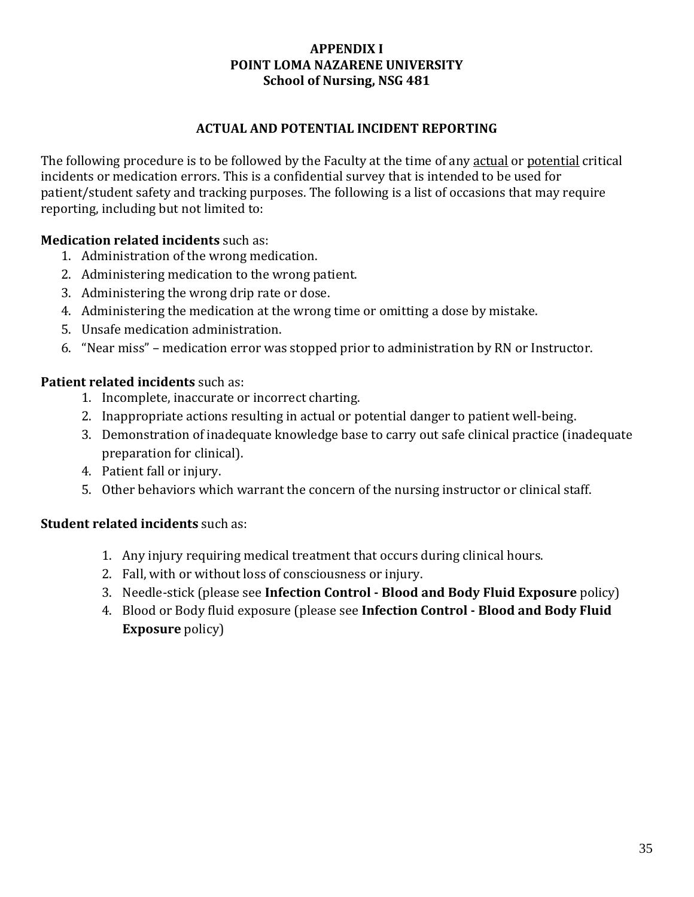# APPENDIX I
# POINT LOMA NAZARENE UNIVERSITY
## School of Nursing, NSG 481

## ACTUAL AND POTENTIAL INCIDENT REPORTING

The following procedure is to be followed by the Faculty at the time of any <u>actual</u> or <u>potential</u> critical incidents or medication errors. This is a confidential survey that is intended to be used for patient/student safety and tracking purposes. The following is a list of occasions that may require reporting, including but not limited to:

**Medication related incidents** such as:

1. Administration of the wrong medication.
2. Administering medication to the wrong patient.
3. Administering the wrong drip rate or dose.
4. Administering the medication at the wrong time or omitting a dose by mistake.
5. Unsafe medication administration.
6. "Near miss" – medication error was stopped prior to administration by RN or Instructor.

**Patient related incidents** such as:

1. Incomplete, inaccurate or incorrect charting.
2. Inappropriate actions resulting in actual or potential danger to patient well-being.
3. Demonstration of inadequate knowledge base to carry out safe clinical practice (inadequate preparation for clinical).
4. Patient fall or injury.
5. Other behaviors which warrant the concern of the nursing instructor or clinical staff.

**Student related incidents** such as:

1. Any injury requiring medical treatment that occurs during clinical hours.
2. Fall, with or without loss of consciousness or injury.
3. Needle-stick (please see **Infection Control - Blood and Body Fluid Exposure** policy)
4. Blood or Body fluid exposure (please see **Infection Control - Blood and Body Fluid Exposure** policy)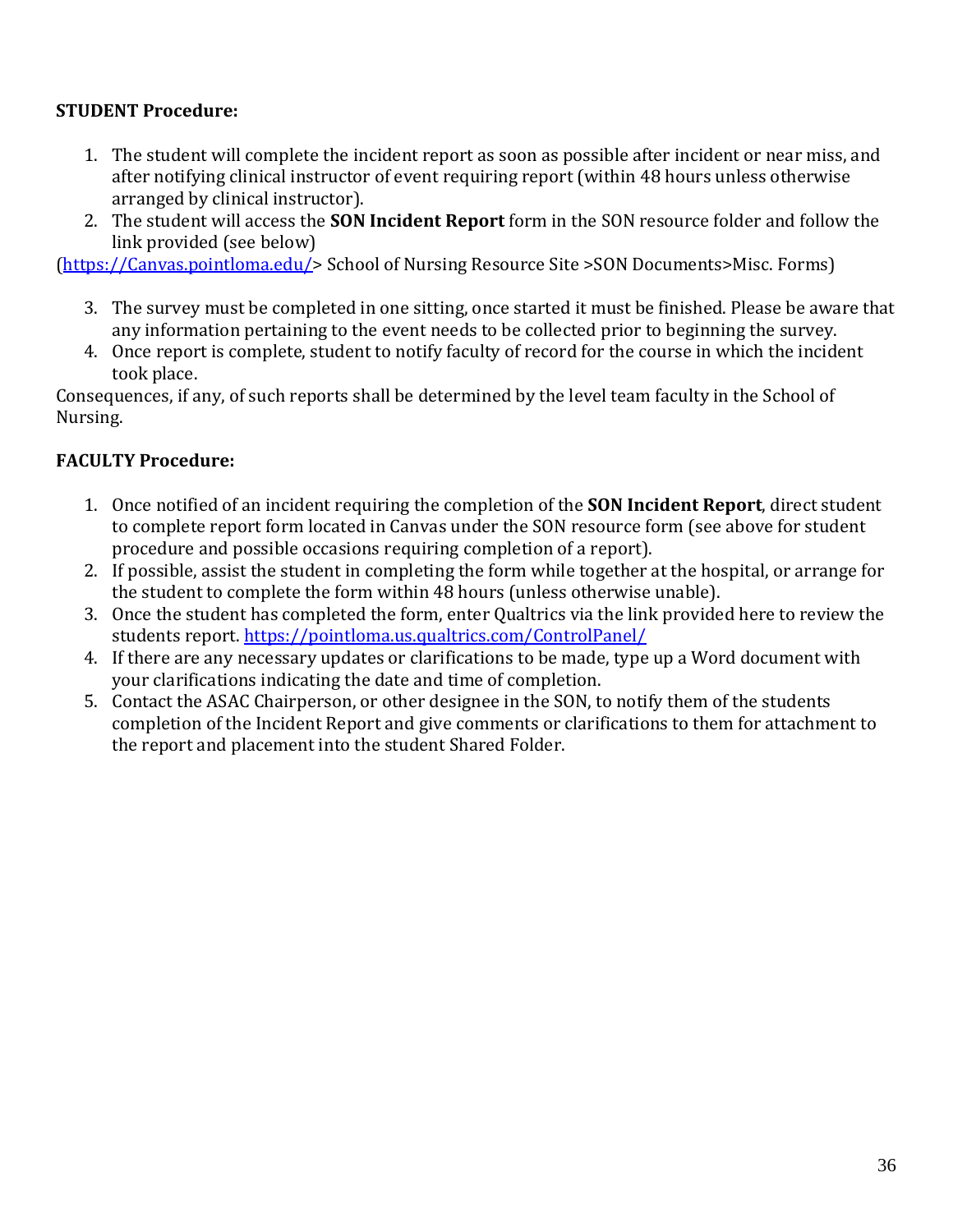**STUDENT Procedure:**

1. The student will complete the incident report as soon as possible after incident or near miss, and after notifying clinical instructor of event requiring report (within 48 hours unless otherwise arranged by clinical instructor).
2. The student will access the **SON Incident Report** form in the SON resource folder and follow the link provided (see below)

(https://Canvas.pointloma.edu/> School of Nursing Resource Site >SON Documents>Misc. Forms)

3. The survey must be completed in one sitting, once started it must be finished. Please be aware that any information pertaining to the event needs to be collected prior to beginning the survey.
4. Once report is complete, student to notify faculty of record for the course in which the incident took place.

Consequences, if any, of such reports shall be determined by the level team faculty in the School of Nursing.

**FACULTY Procedure:**

1. Once notified of an incident requiring the completion of the **SON Incident Report**, direct student to complete report form located in Canvas under the SON resource form (see above for student procedure and possible occasions requiring completion of a report).
2. If possible, assist the student in completing the form while together at the hospital, or arrange for the student to complete the form within 48 hours (unless otherwise unable).
3. Once the student has completed the form, enter Qualtrics via the link provided here to review the students report. https://pointloma.us.qualtrics.com/ControlPanel/
4. If there are any necessary updates or clarifications to be made, type up a Word document with your clarifications indicating the date and time of completion.
5. Contact the ASAC Chairperson, or other designee in the SON, to notify them of the students completion of the Incident Report and give comments or clarifications to them for attachment to the report and placement into the student Shared Folder.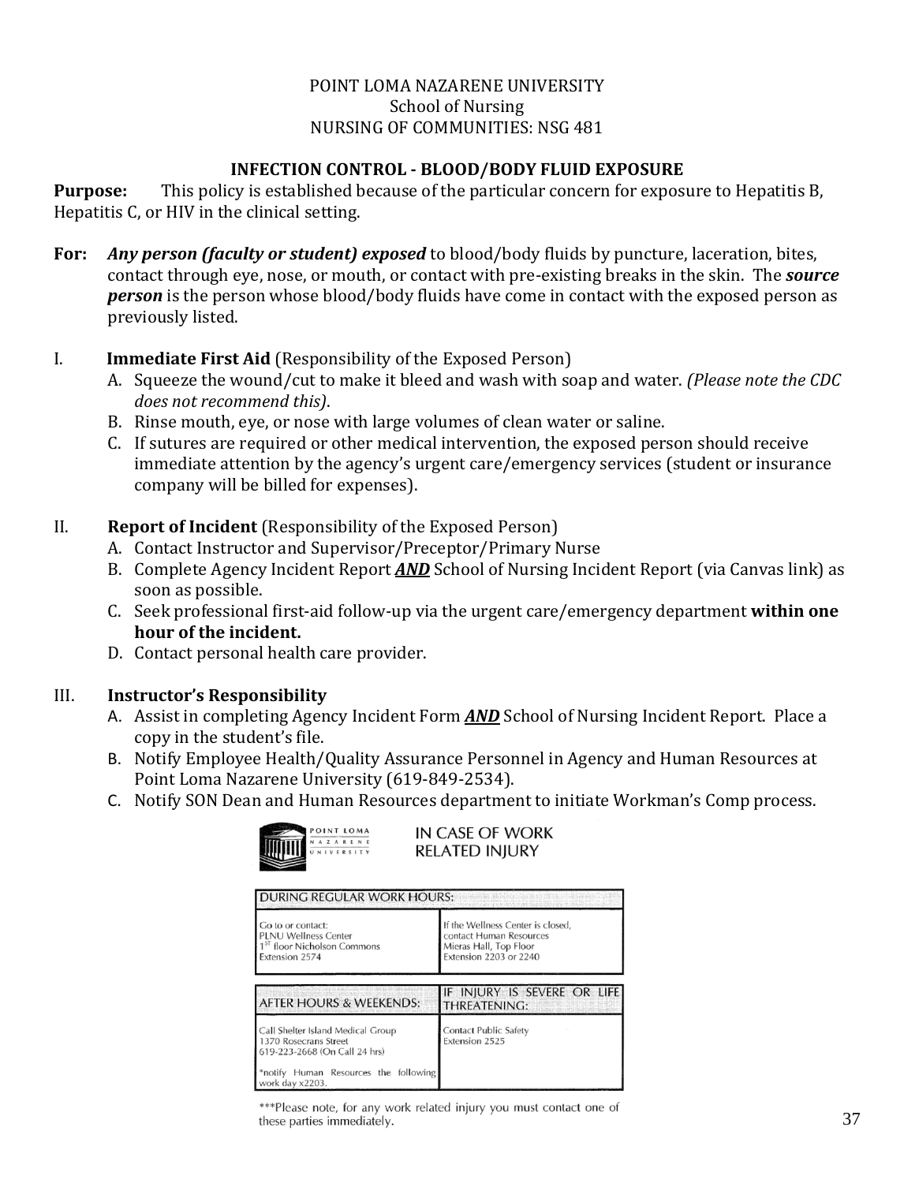POINT LOMA NAZARENE UNIVERSITY
School of Nursing
NURSING OF COMMUNITIES: NSG 481

## INFECTION CONTROL - BLOOD/BODY FLUID EXPOSURE

**Purpose:** This policy is established because of the particular concern for exposure to Hepatitis B, Hepatitis C, or HIV in the clinical setting.

**For:** ***Any person (faculty or student) exposed*** to blood/body fluids by puncture, laceration, bites, contact through eye, nose, or mouth, or contact with pre-existing breaks in the skin. The ***source person*** is the person whose blood/body fluids have come in contact with the exposed person as previously listed.

I. **Immediate First Aid** (Responsibility of the Exposed Person)
   A. Squeeze the wound/cut to make it bleed and wash with soap and water. *(Please note the CDC does not recommend this)*.
   B. Rinse mouth, eye, or nose with large volumes of clean water or saline.
   C. If sutures are required or other medical intervention, the exposed person should receive immediate attention by the agency's urgent care/emergency services (student or insurance company will be billed for expenses).

II. **Report of Incident** (Responsibility of the Exposed Person)
   A. Contact Instructor and Supervisor/Preceptor/Primary Nurse
   B. Complete Agency Incident Report ***AND*** School of Nursing Incident Report (via Canvas link) as soon as possible.
   C. Seek professional first-aid follow-up via the urgent care/emergency department **within one hour of the incident.**
   D. Contact personal health care provider.

III. **Instructor's Responsibility**
   A. Assist in completing Agency Incident Form ***AND*** School of Nursing Incident Report. Place a copy in the student's file.
   B. Notify Employee Health/Quality Assurance Personnel in Agency and Human Resources at Point Loma Nazarene University (619-849-2534).
   C. Notify SON Dean and Human Resources department to initiate Workman's Comp process.

POINT LOMA NAZARENE UNIVERSITY

IN CASE OF WORK RELATED INJURY

| DURING REGULAR WORK HOURS: | |
|---|---|
| Go to or contact: PLNU Wellness Center 1ST floor Nicholson Commons Extension 2574 | If the Wellness Center is closed, contact Human Resources Mieras Hall, Top Floor Extension 2203 or 2240 |

| AFTER HOURS & WEEKENDS: | IF INJURY IS SEVERE OR LIFE THREATENING: |
|---|---|
| Call Shelter Island Medical Group 1370 Rosecrans Street 619-223-2668 (On Call 24 hrs) *notify Human Resources the following work day x2203. | Contact Public Safety Extension 2525 |

***Please note, for any work related injury you must contact one of these parties immediately.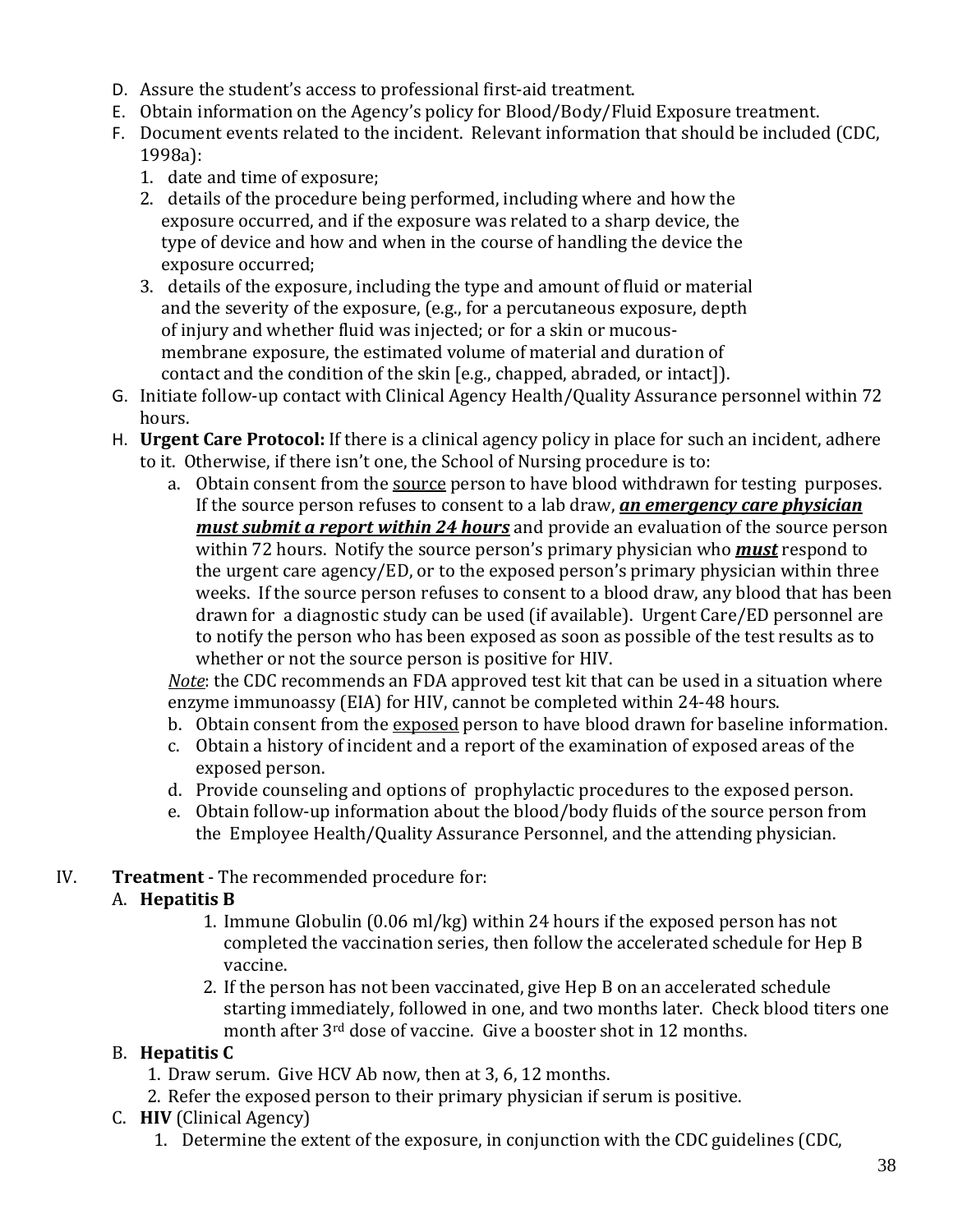D. Assure the student's access to professional first-aid treatment.
E. Obtain information on the Agency's policy for Blood/Body/Fluid Exposure treatment.
F. Document events related to the incident. Relevant information that should be included (CDC, 1998a):
   1. date and time of exposure;
   2. details of the procedure being performed, including where and how the exposure occurred, and if the exposure was related to a sharp device, the type of device and how and when in the course of handling the device the exposure occurred;
   3. details of the exposure, including the type and amount of fluid or material and the severity of the exposure, (e.g., for a percutaneous exposure, depth of injury and whether fluid was injected; or for a skin or mucous-membrane exposure, the estimated volume of material and duration of contact and the condition of the skin [e.g., chapped, abraded, or intact]).
G. Initiate follow-up contact with Clinical Agency Health/Quality Assurance personnel within 72 hours.
H. **Urgent Care Protocol:** If there is a clinical agency policy in place for such an incident, adhere to it. Otherwise, if there isn't one, the School of Nursing procedure is to:
   a. Obtain consent from the <u>source</u> person to have blood withdrawn for testing purposes. If the source person refuses to consent to a lab draw, ***<u>an emergency care physician must submit a report within 24 hours</u>*** and provide an evaluation of the source person within 72 hours. Notify the source person's primary physician who ***<u>must</u>*** respond to the urgent care agency/ED, or to the exposed person's primary physician within three weeks. If the source person refuses to consent to a blood draw, any blood that has been drawn for a diagnostic study can be used (if available). Urgent Care/ED personnel are to notify the person who has been exposed as soon as possible of the test results as to whether or not the source person is positive for HIV.

   *<u>Note</u>*: the CDC recommends an FDA approved test kit that can be used in a situation where enzyme immunoassy (EIA) for HIV, cannot be completed within 24-48 hours.
   b. Obtain consent from the <u>exposed</u> person to have blood drawn for baseline information.
   c. Obtain a history of incident and a report of the examination of exposed areas of the exposed person.
   d. Provide counseling and options of prophylactic procedures to the exposed person.
   e. Obtain follow-up information about the blood/body fluids of the source person from the Employee Health/Quality Assurance Personnel, and the attending physician.

IV. **Treatment** - The recommended procedure for:

A. **Hepatitis B**
   1. Immune Globulin (0.06 ml/kg) within 24 hours if the exposed person has not completed the vaccination series, then follow the accelerated schedule for Hep B vaccine.
   2. If the person has not been vaccinated, give Hep B on an accelerated schedule starting immediately, followed in one, and two months later. Check blood titers one month after 3rd dose of vaccine. Give a booster shot in 12 months.

B. **Hepatitis C**
   1. Draw serum. Give HCV Ab now, then at 3, 6, 12 months.
   2. Refer the exposed person to their primary physician if serum is positive.

C. **HIV** (Clinical Agency)
   1. Determine the extent of the exposure, in conjunction with the CDC guidelines (CDC,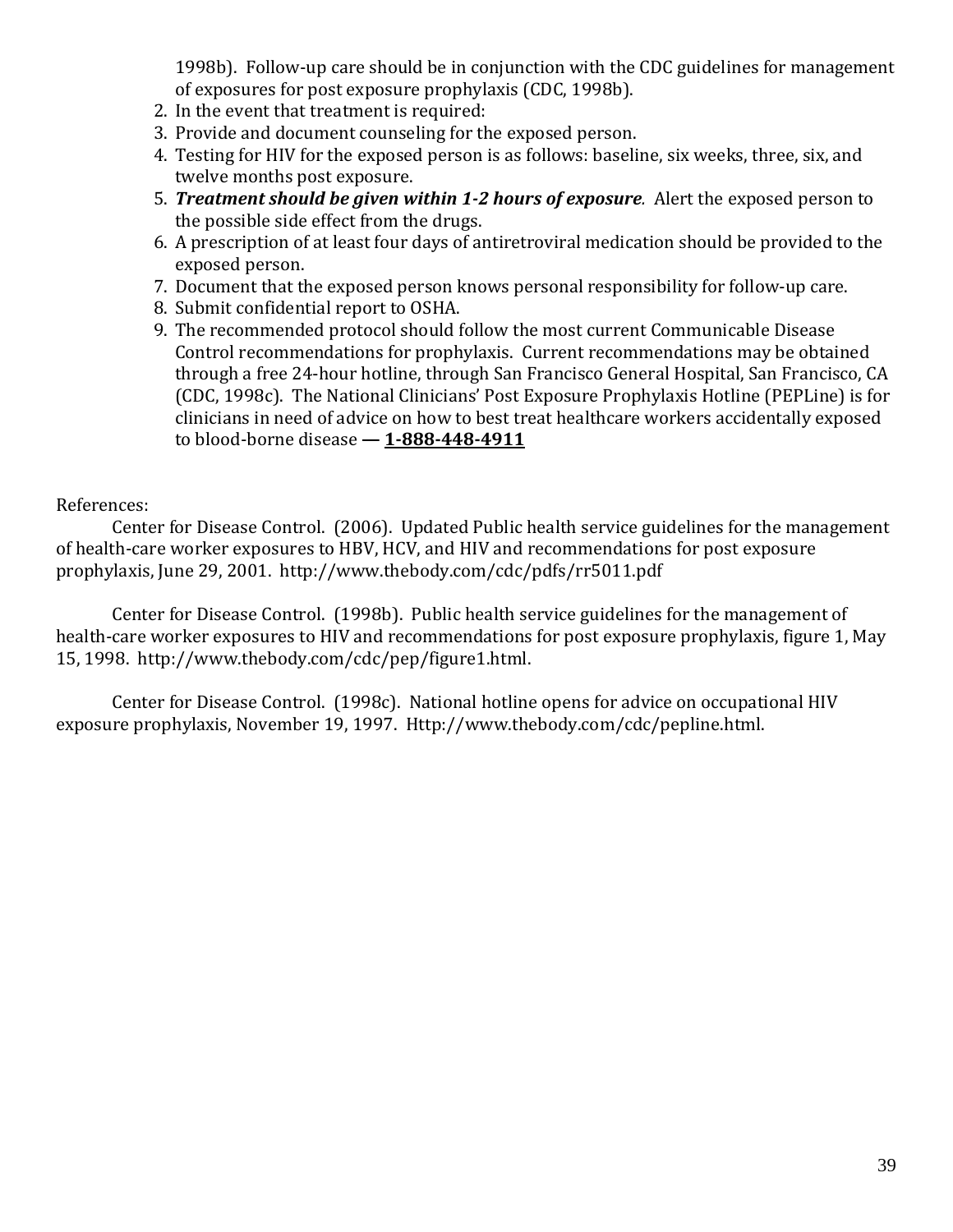1998b). Follow-up care should be in conjunction with the CDC guidelines for management of exposures for post exposure prophylaxis (CDC, 1998b).

2. In the event that treatment is required:
3. Provide and document counseling for the exposed person.
4. Testing for HIV for the exposed person is as follows: baseline, six weeks, three, six, and twelve months post exposure.
5. ***Treatment should be given within 1-2 hours of exposure***. Alert the exposed person to the possible side effect from the drugs.
6. A prescription of at least four days of antiretroviral medication should be provided to the exposed person.
7. Document that the exposed person knows personal responsibility for follow-up care.
8. Submit confidential report to OSHA.
9. The recommended protocol should follow the most current Communicable Disease Control recommendations for prophylaxis. Current recommendations may be obtained through a free 24-hour hotline, through San Francisco General Hospital, San Francisco, CA (CDC, 1998c). The National Clinicians' Post Exposure Prophylaxis Hotline (PEPLine) is for clinicians in need of advice on how to best treat healthcare workers accidentally exposed to blood-borne disease **— 1-888-448-4911**

References:

Center for Disease Control. (2006). Updated Public health service guidelines for the management of health-care worker exposures to HBV, HCV, and HIV and recommendations for post exposure prophylaxis, June 29, 2001. http://www.thebody.com/cdc/pdfs/rr5011.pdf

Center for Disease Control. (1998b). Public health service guidelines for the management of health-care worker exposures to HIV and recommendations for post exposure prophylaxis, figure 1, May 15, 1998. http://www.thebody.com/cdc/pep/figure1.html.

Center for Disease Control. (1998c). National hotline opens for advice on occupational HIV exposure prophylaxis, November 19, 1997. Http://www.thebody.com/cdc/pepline.html.